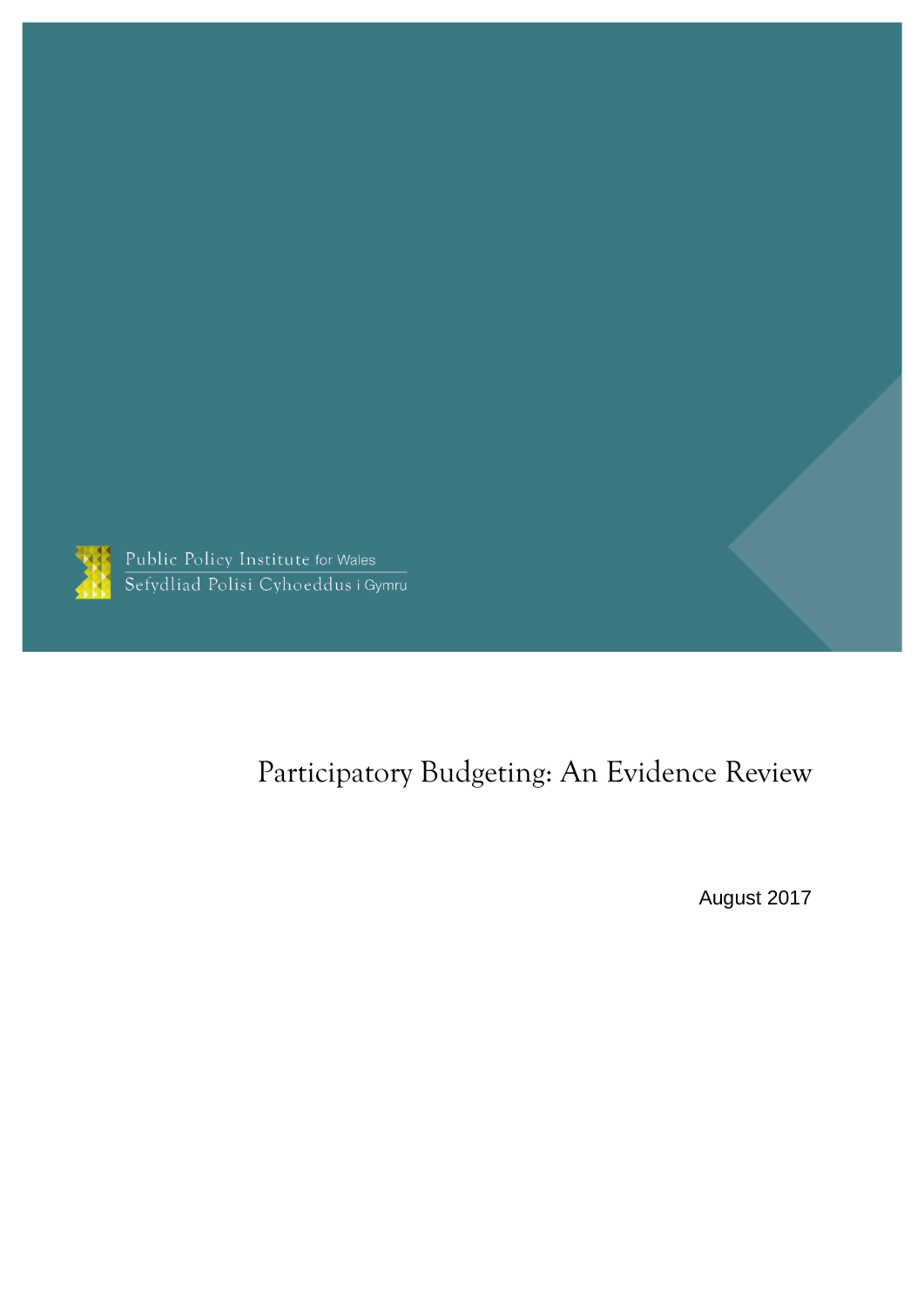Public Policy Institute for Wales
Sefydliad Polisi Cyhoeddus i Gymru

# Participatory Budgeting: An Evidence Review

August 2017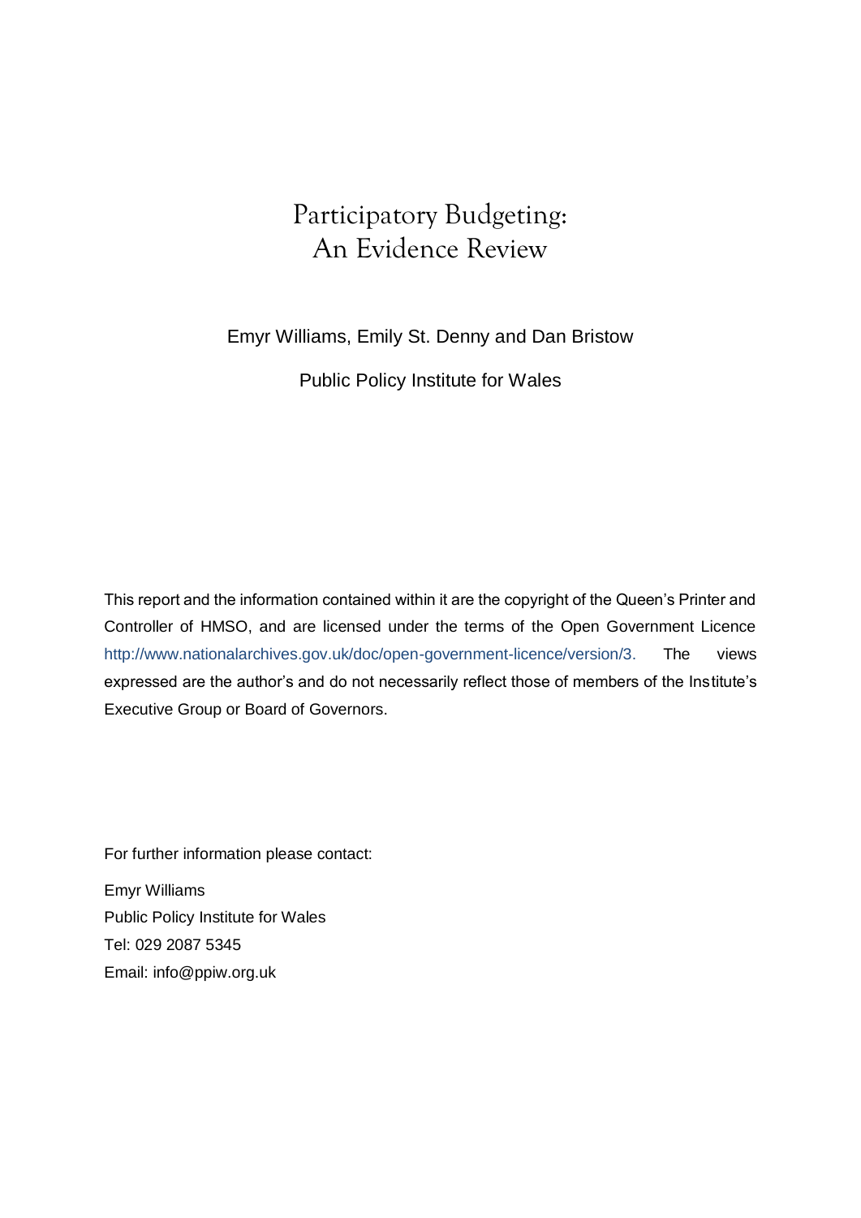# Participatory Budgeting: An Evidence Review

Emyr Williams, Emily St. Denny and Dan Bristow

Public Policy Institute for Wales

This report and the information contained within it are the copyright of the Queen's Printer and Controller of HMSO, and are licensed under the terms of the Open Government Licence http://www.nationalarchives.gov.uk/doc/open-government-licence/version/3. The views expressed are the author's and do not necessarily reflect those of members of the Institute's Executive Group or Board of Governors.

For further information please contact:

Emyr Williams
Public Policy Institute for Wales
Tel: 029 2087 5345
Email: info@ppiw.org.uk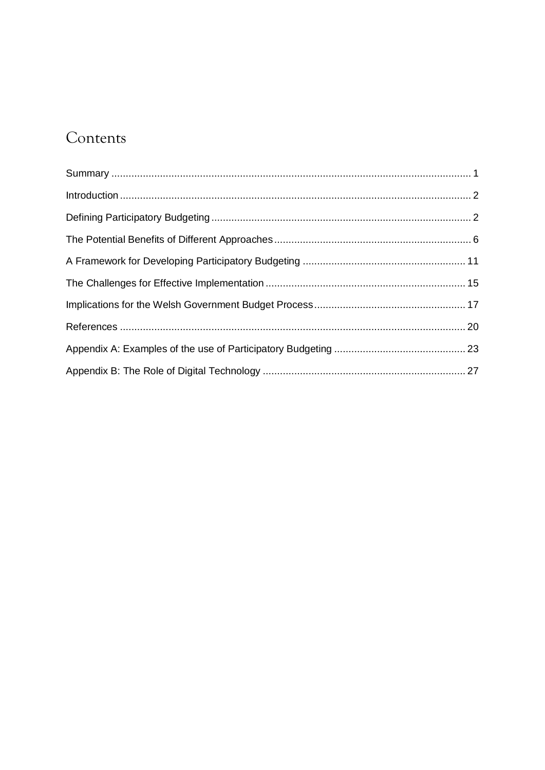# Contents

Summary ............................................................................................................................. 1

Introduction .......................................................................................................................... 2

Defining Participatory Budgeting .......................................................................................... 2

The Potential Benefits of Different Approaches .................................................................... 6

A Framework for Developing Participatory Budgeting ......................................................... 11

The Challenges for Effective Implementation ...................................................................... 15

Implications for the Welsh Government Budget Process ..................................................... 17

References ......................................................................................................................... 20

Appendix A: Examples of the use of Participatory Budgeting .............................................. 23

Appendix B: The Role of Digital Technology ....................................................................... 27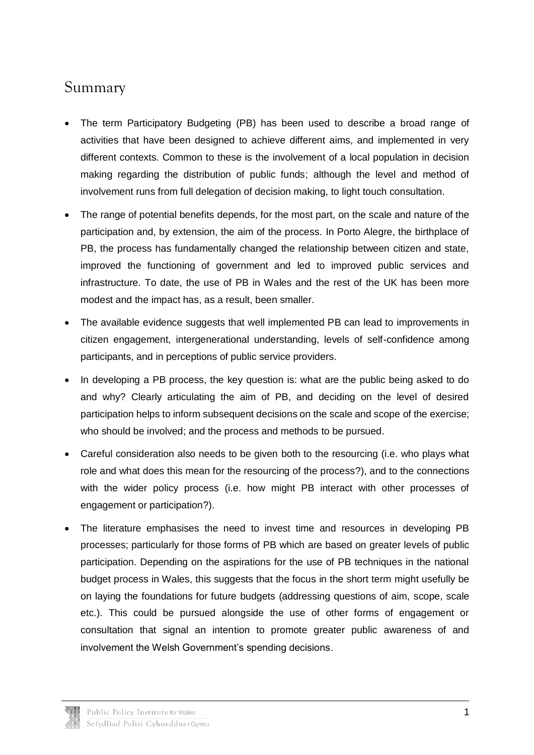## Summary

- The term Participatory Budgeting (PB) has been used to describe a broad range of activities that have been designed to achieve different aims, and implemented in very different contexts. Common to these is the involvement of a local population in decision making regarding the distribution of public funds; although the level and method of involvement runs from full delegation of decision making, to light touch consultation.
- The range of potential benefits depends, for the most part, on the scale and nature of the participation and, by extension, the aim of the process. In Porto Alegre, the birthplace of PB, the process has fundamentally changed the relationship between citizen and state, improved the functioning of government and led to improved public services and infrastructure. To date, the use of PB in Wales and the rest of the UK has been more modest and the impact has, as a result, been smaller.
- The available evidence suggests that well implemented PB can lead to improvements in citizen engagement, intergenerational understanding, levels of self-confidence among participants, and in perceptions of public service providers.
- In developing a PB process, the key question is: what are the public being asked to do and why? Clearly articulating the aim of PB, and deciding on the level of desired participation helps to inform subsequent decisions on the scale and scope of the exercise; who should be involved; and the process and methods to be pursued.
- Careful consideration also needs to be given both to the resourcing (i.e. who plays what role and what does this mean for the resourcing of the process?), and to the connections with the wider policy process (i.e. how might PB interact with other processes of engagement or participation?).
- The literature emphasises the need to invest time and resources in developing PB processes; particularly for those forms of PB which are based on greater levels of public participation. Depending on the aspirations for the use of PB techniques in the national budget process in Wales, this suggests that the focus in the short term might usefully be on laying the foundations for future budgets (addressing questions of aim, scope, scale etc.). This could be pursued alongside the use of other forms of engagement or consultation that signal an intention to promote greater public awareness of and involvement the Welsh Government's spending decisions.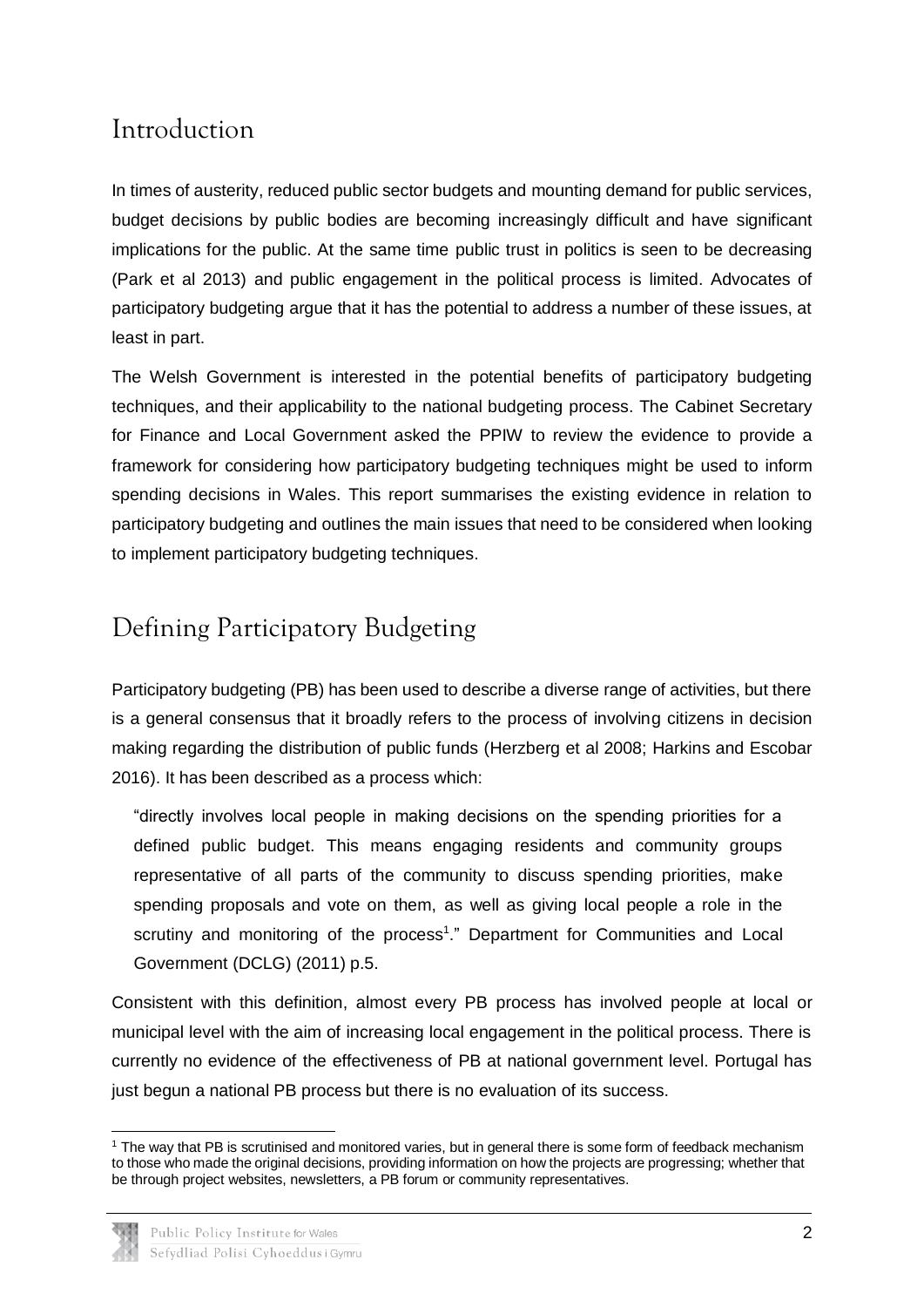## Introduction

In times of austerity, reduced public sector budgets and mounting demand for public services, budget decisions by public bodies are becoming increasingly difficult and have significant implications for the public. At the same time public trust in politics is seen to be decreasing (Park et al 2013) and public engagement in the political process is limited. Advocates of participatory budgeting argue that it has the potential to address a number of these issues, at least in part.

The Welsh Government is interested in the potential benefits of participatory budgeting techniques, and their applicability to the national budgeting process. The Cabinet Secretary for Finance and Local Government asked the PPIW to review the evidence to provide a framework for considering how participatory budgeting techniques might be used to inform spending decisions in Wales. This report summarises the existing evidence in relation to participatory budgeting and outlines the main issues that need to be considered when looking to implement participatory budgeting techniques.

## Defining Participatory Budgeting

Participatory budgeting (PB) has been used to describe a diverse range of activities, but there is a general consensus that it broadly refers to the process of involving citizens in decision making regarding the distribution of public funds (Herzberg et al 2008; Harkins and Escobar 2016). It has been described as a process which:

> "directly involves local people in making decisions on the spending priorities for a defined public budget. This means engaging residents and community groups representative of all parts of the community to discuss spending priorities, make spending proposals and vote on them, as well as giving local people a role in the scrutiny and monitoring of the process[1]." Department for Communities and Local Government (DCLG) (2011) p.5.

Consistent with this definition, almost every PB process has involved people at local or municipal level with the aim of increasing local engagement in the political process. There is currently no evidence of the effectiveness of PB at national government level. Portugal has just begun a national PB process but there is no evaluation of its success.

[1] The way that PB is scrutinised and monitored varies, but in general there is some form of feedback mechanism to those who made the original decisions, providing information on how the projects are progressing; whether that be through project websites, newsletters, a PB forum or community representatives.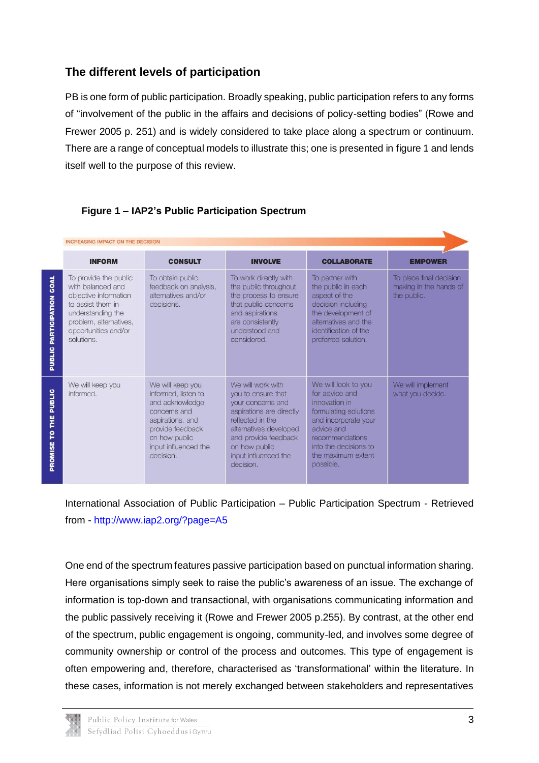## The different levels of participation

PB is one form of public participation. Broadly speaking, public participation refers to any forms of "involvement of the public in the affairs and decisions of policy-setting bodies" (Rowe and Frewer 2005 p. 251) and is widely considered to take place along a spectrum or continuum. There are a range of conceptual models to illustrate this; one is presented in figure 1 and lends itself well to the purpose of this review.

**Figure 1 – IAP2's Public Participation Spectrum**

INCREASING IMPACT ON THE DECISION →

| | INFORM | CONSULT | INVOLVE | COLLABORATE | EMPOWER |
|---|---|---|---|---|---|
| **PUBLIC PARTICIPATION GOAL** | To provide the public with balanced and objective information to assist them in understanding the problem, alternatives, opportunities and/or solutions. | To obtain public feedback on analysis, alternatives and/or decisions. | To work directly with the public throughout the process to ensure that public concerns and aspirations are consistently understood and considered. | To partner with the public in each aspect of the decision including the development of alternatives and the identification of the preferred solution. | To place final decision making in the hands of the public. |
| **PROMISE TO THE PUBLIC** | We will keep you informed. | We will keep you informed, listen to and acknowledge concerns and aspirations, and provide feedback on how public input influenced the decision. | We will work with you to ensure that your concerns and aspirations are directly reflected in the alternatives developed and provide feedback on how public input influenced the decision. | We will look to you for advice and innovation in formulating solutions and incorporate your advice and recommendations into the decisions to the maximum extent possible. | We will implement what you decide. |

International Association of Public Participation – Public Participation Spectrum - Retrieved from - http://www.iap2.org/?page=A5

One end of the spectrum features passive participation based on punctual information sharing. Here organisations simply seek to raise the public's awareness of an issue. The exchange of information is top-down and transactional, with organisations communicating information and the public passively receiving it (Rowe and Frewer 2005 p.255). By contrast, at the other end of the spectrum, public engagement is ongoing, community-led, and involves some degree of community ownership or control of the process and outcomes. This type of engagement is often empowering and, therefore, characterised as 'transformational' within the literature. In these cases, information is not merely exchanged between stakeholders and representatives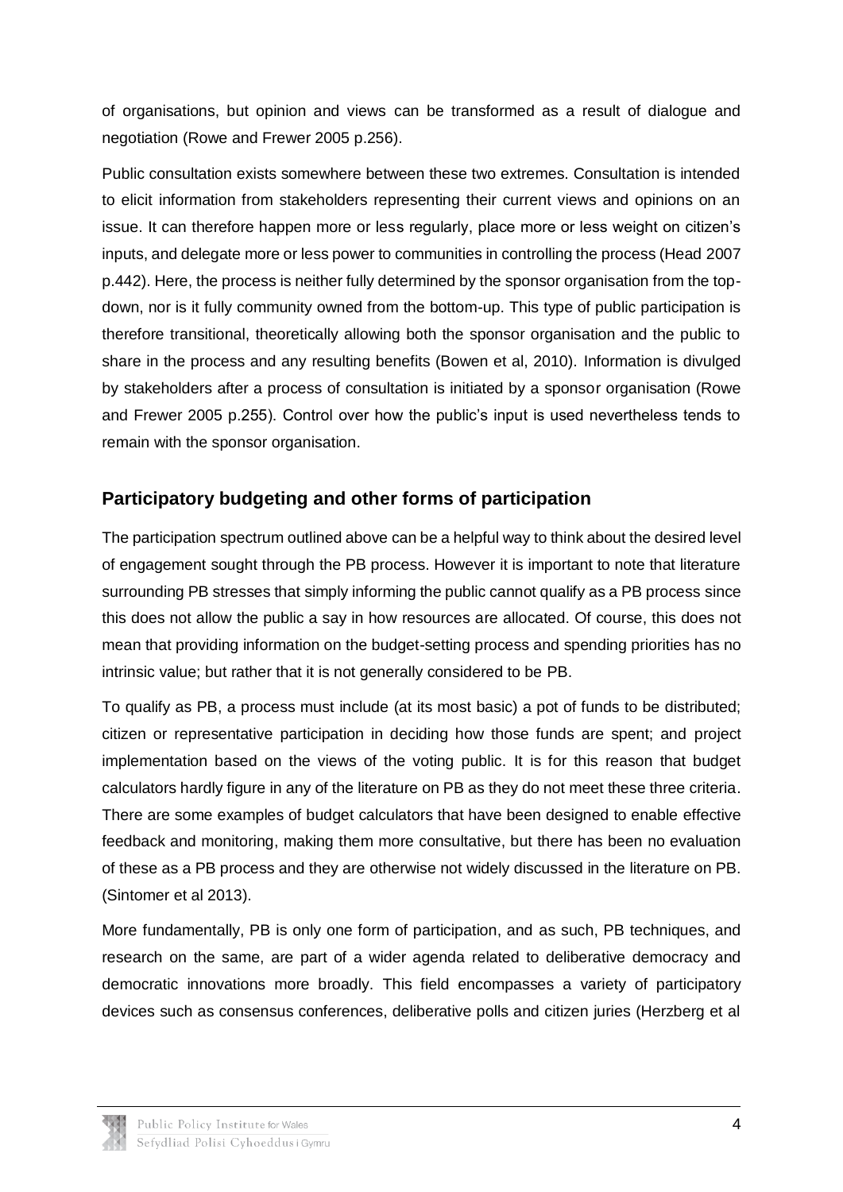of organisations, but opinion and views can be transformed as a result of dialogue and negotiation (Rowe and Frewer 2005 p.256).

Public consultation exists somewhere between these two extremes. Consultation is intended to elicit information from stakeholders representing their current views and opinions on an issue. It can therefore happen more or less regularly, place more or less weight on citizen's inputs, and delegate more or less power to communities in controlling the process (Head 2007 p.442). Here, the process is neither fully determined by the sponsor organisation from the top-down, nor is it fully community owned from the bottom-up. This type of public participation is therefore transitional, theoretically allowing both the sponsor organisation and the public to share in the process and any resulting benefits (Bowen et al, 2010). Information is divulged by stakeholders after a process of consultation is initiated by a sponsor organisation (Rowe and Frewer 2005 p.255). Control over how the public's input is used nevertheless tends to remain with the sponsor organisation.

## Participatory budgeting and other forms of participation

The participation spectrum outlined above can be a helpful way to think about the desired level of engagement sought through the PB process. However it is important to note that literature surrounding PB stresses that simply informing the public cannot qualify as a PB process since this does not allow the public a say in how resources are allocated. Of course, this does not mean that providing information on the budget-setting process and spending priorities has no intrinsic value; but rather that it is not generally considered to be PB.

To qualify as PB, a process must include (at its most basic) a pot of funds to be distributed; citizen or representative participation in deciding how those funds are spent; and project implementation based on the views of the voting public. It is for this reason that budget calculators hardly figure in any of the literature on PB as they do not meet these three criteria. There are some examples of budget calculators that have been designed to enable effective feedback and monitoring, making them more consultative, but there has been no evaluation of these as a PB process and they are otherwise not widely discussed in the literature on PB. (Sintomer et al 2013).

More fundamentally, PB is only one form of participation, and as such, PB techniques, and research on the same, are part of a wider agenda related to deliberative democracy and democratic innovations more broadly. This field encompasses a variety of participatory devices such as consensus conferences, deliberative polls and citizen juries (Herzberg et al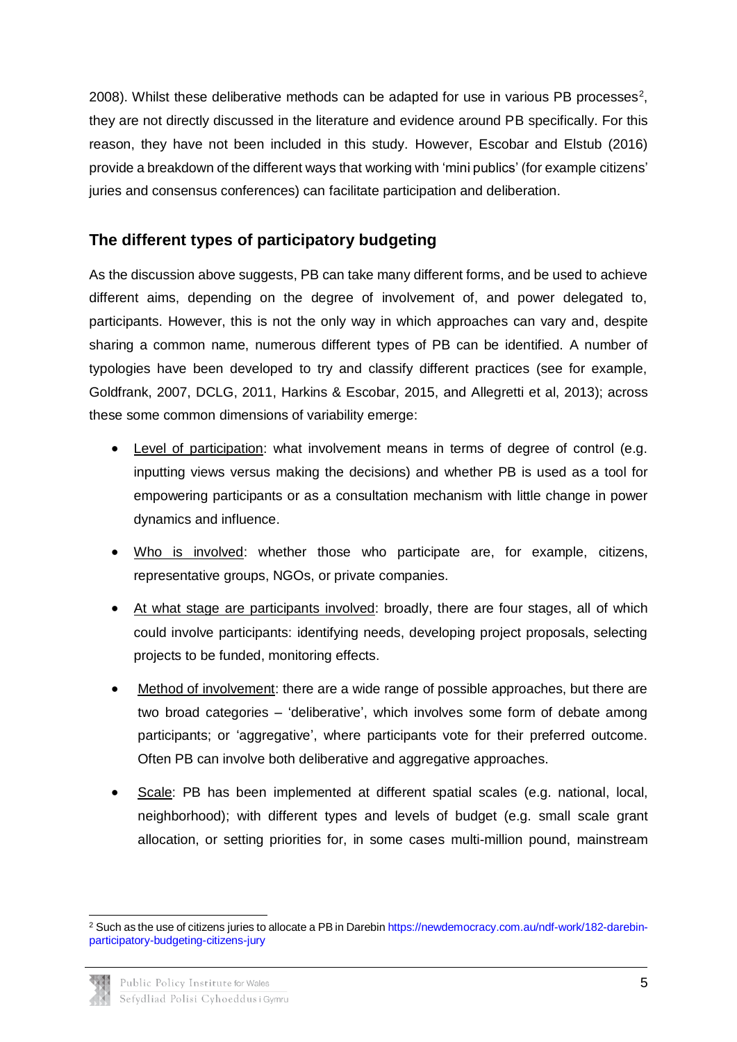2008). Whilst these deliberative methods can be adapted for use in various PB processes[2], they are not directly discussed in the literature and evidence around PB specifically. For this reason, they have not been included in this study. However, Escobar and Elstub (2016) provide a breakdown of the different ways that working with 'mini publics' (for example citizens' juries and consensus conferences) can facilitate participation and deliberation.

## The different types of participatory budgeting

As the discussion above suggests, PB can take many different forms, and be used to achieve different aims, depending on the degree of involvement of, and power delegated to, participants. However, this is not the only way in which approaches can vary and, despite sharing a common name, numerous different types of PB can be identified. A number of typologies have been developed to try and classify different practices (see for example, Goldfrank, 2007, DCLG, 2011, Harkins & Escobar, 2015, and Allegretti et al, 2013); across these some common dimensions of variability emerge:

- Level of participation: what involvement means in terms of degree of control (e.g. inputting views versus making the decisions) and whether PB is used as a tool for empowering participants or as a consultation mechanism with little change in power dynamics and influence.
- Who is involved: whether those who participate are, for example, citizens, representative groups, NGOs, or private companies.
- At what stage are participants involved: broadly, there are four stages, all of which could involve participants: identifying needs, developing project proposals, selecting projects to be funded, monitoring effects.
- Method of involvement: there are a wide range of possible approaches, but there are two broad categories – 'deliberative', which involves some form of debate among participants; or 'aggregative', where participants vote for their preferred outcome. Often PB can involve both deliberative and aggregative approaches.
- Scale: PB has been implemented at different spatial scales (e.g. national, local, neighborhood); with different types and levels of budget (e.g. small scale grant allocation, or setting priorities for, in some cases multi-million pound, mainstream

[2] Such as the use of citizens juries to allocate a PB in Darebin https://newdemocracy.com.au/ndf-work/182-darebin-participatory-budgeting-citizens-jury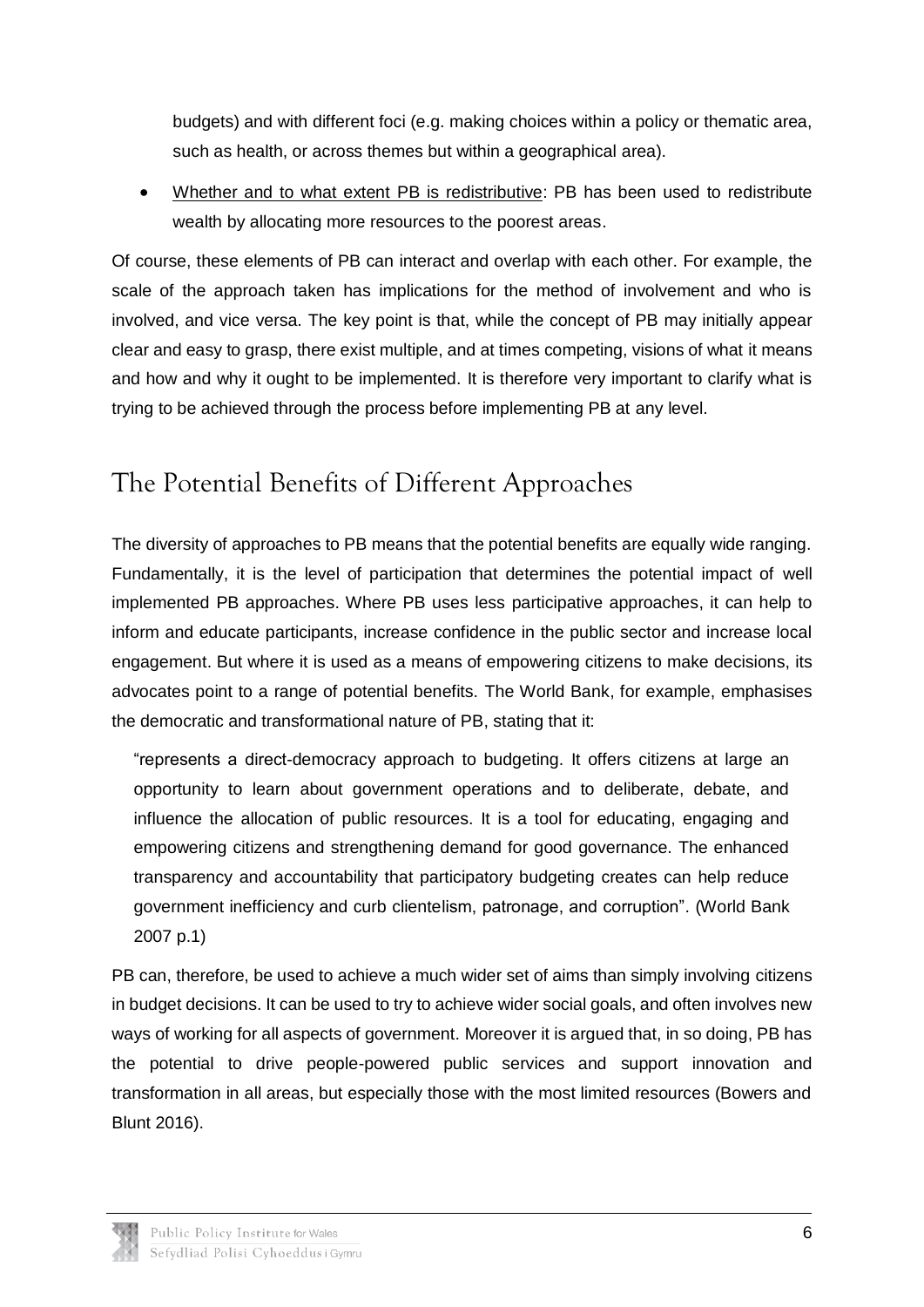budgets) and with different foci (e.g. making choices within a policy or thematic area, such as health, or across themes but within a geographical area).

- Whether and to what extent PB is redistributive: PB has been used to redistribute wealth by allocating more resources to the poorest areas.

Of course, these elements of PB can interact and overlap with each other. For example, the scale of the approach taken has implications for the method of involvement and who is involved, and vice versa. The key point is that, while the concept of PB may initially appear clear and easy to grasp, there exist multiple, and at times competing, visions of what it means and how and why it ought to be implemented. It is therefore very important to clarify what is trying to be achieved through the process before implementing PB at any level.

## The Potential Benefits of Different Approaches

The diversity of approaches to PB means that the potential benefits are equally wide ranging. Fundamentally, it is the level of participation that determines the potential impact of well implemented PB approaches. Where PB uses less participative approaches, it can help to inform and educate participants, increase confidence in the public sector and increase local engagement. But where it is used as a means of empowering citizens to make decisions, its advocates point to a range of potential benefits. The World Bank, for example, emphasises the democratic and transformational nature of PB, stating that it:

> "represents a direct-democracy approach to budgeting. It offers citizens at large an opportunity to learn about government operations and to deliberate, debate, and influence the allocation of public resources. It is a tool for educating, engaging and empowering citizens and strengthening demand for good governance. The enhanced transparency and accountability that participatory budgeting creates can help reduce government inefficiency and curb clientelism, patronage, and corruption". (World Bank 2007 p.1)

PB can, therefore, be used to achieve a much wider set of aims than simply involving citizens in budget decisions. It can be used to try to achieve wider social goals, and often involves new ways of working for all aspects of government. Moreover it is argued that, in so doing, PB has the potential to drive people-powered public services and support innovation and transformation in all areas, but especially those with the most limited resources (Bowers and Blunt 2016).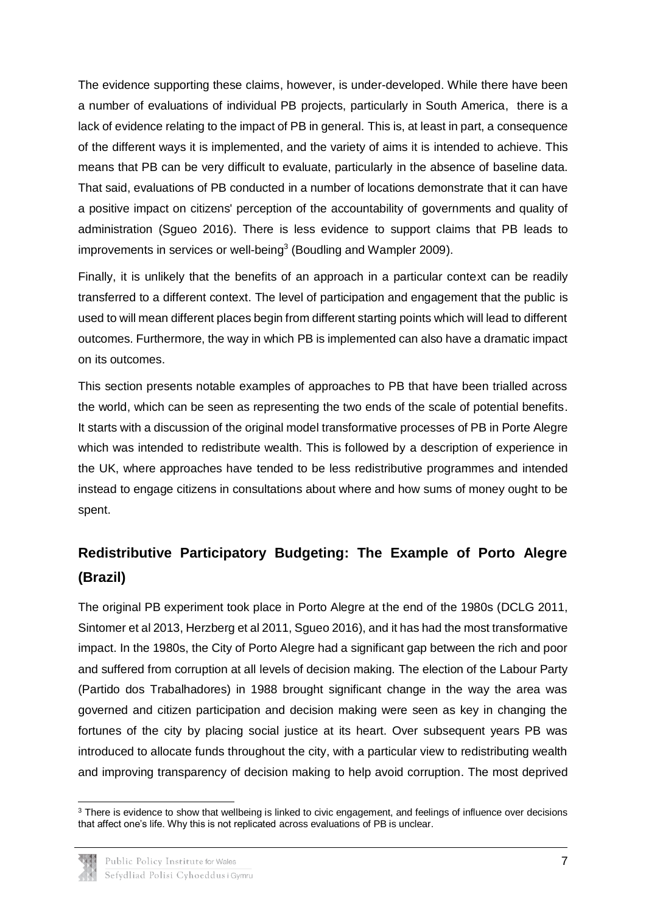The evidence supporting these claims, however, is under-developed. While there have been a number of evaluations of individual PB projects, particularly in South America, there is a lack of evidence relating to the impact of PB in general. This is, at least in part, a consequence of the different ways it is implemented, and the variety of aims it is intended to achieve. This means that PB can be very difficult to evaluate, particularly in the absence of baseline data. That said, evaluations of PB conducted in a number of locations demonstrate that it can have a positive impact on citizens' perception of the accountability of governments and quality of administration (Sgueo 2016). There is less evidence to support claims that PB leads to improvements in services or well-being[3] (Boudling and Wampler 2009).

Finally, it is unlikely that the benefits of an approach in a particular context can be readily transferred to a different context. The level of participation and engagement that the public is used to will mean different places begin from different starting points which will lead to different outcomes. Furthermore, the way in which PB is implemented can also have a dramatic impact on its outcomes.

This section presents notable examples of approaches to PB that have been trialled across the world, which can be seen as representing the two ends of the scale of potential benefits. It starts with a discussion of the original model transformative processes of PB in Porte Alegre which was intended to redistribute wealth. This is followed by a description of experience in the UK, where approaches have tended to be less redistributive programmes and intended instead to engage citizens in consultations about where and how sums of money ought to be spent.

## Redistributive Participatory Budgeting: The Example of Porto Alegre (Brazil)

The original PB experiment took place in Porto Alegre at the end of the 1980s (DCLG 2011, Sintomer et al 2013, Herzberg et al 2011, Sgueo 2016), and it has had the most transformative impact. In the 1980s, the City of Porto Alegre had a significant gap between the rich and poor and suffered from corruption at all levels of decision making. The election of the Labour Party (Partido dos Trabalhadores) in 1988 brought significant change in the way the area was governed and citizen participation and decision making were seen as key in changing the fortunes of the city by placing social justice at its heart. Over subsequent years PB was introduced to allocate funds throughout the city, with a particular view to redistributing wealth and improving transparency of decision making to help avoid corruption. The most deprived

[3] There is evidence to show that wellbeing is linked to civic engagement, and feelings of influence over decisions that affect one's life. Why this is not replicated across evaluations of PB is unclear.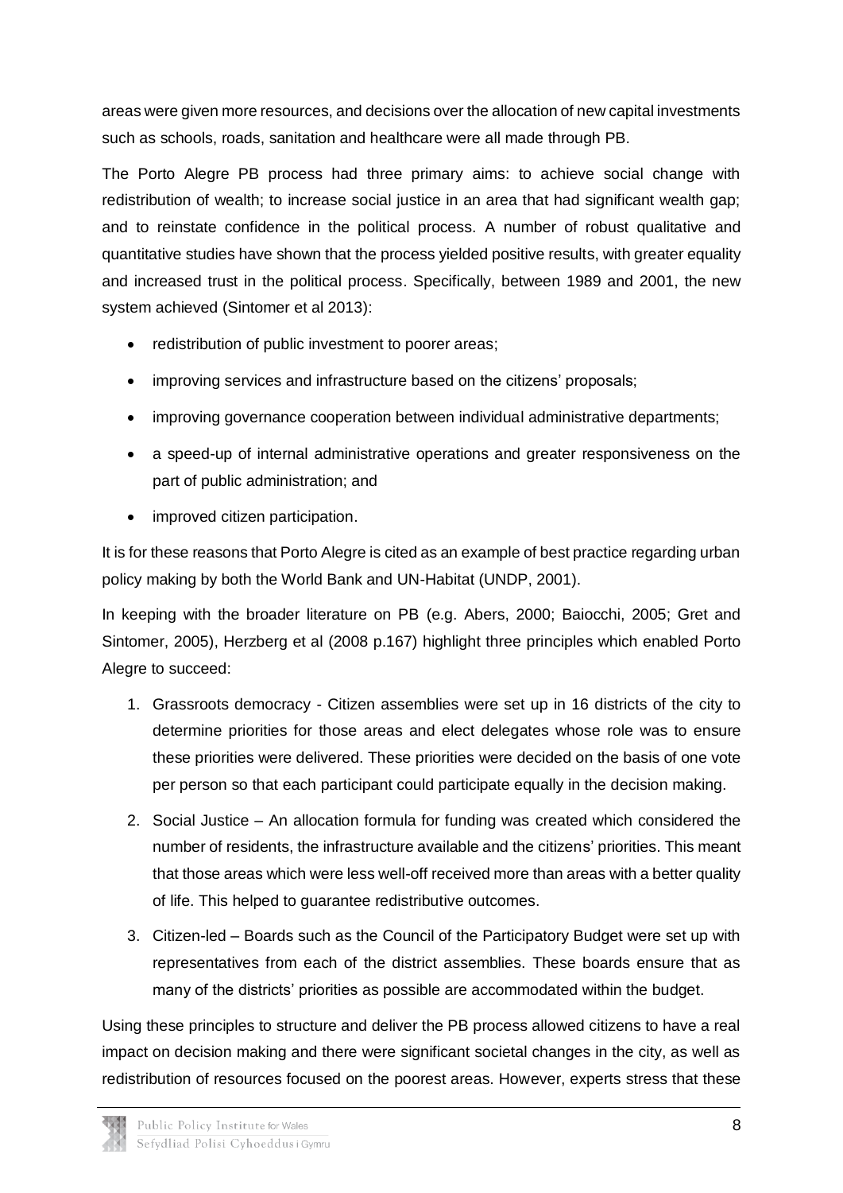areas were given more resources, and decisions over the allocation of new capital investments such as schools, roads, sanitation and healthcare were all made through PB.

The Porto Alegre PB process had three primary aims: to achieve social change with redistribution of wealth; to increase social justice in an area that had significant wealth gap; and to reinstate confidence in the political process. A number of robust qualitative and quantitative studies have shown that the process yielded positive results, with greater equality and increased trust in the political process. Specifically, between 1989 and 2001, the new system achieved (Sintomer et al 2013):

- redistribution of public investment to poorer areas;
- improving services and infrastructure based on the citizens' proposals;
- improving governance cooperation between individual administrative departments;
- a speed-up of internal administrative operations and greater responsiveness on the part of public administration; and
- improved citizen participation.

It is for these reasons that Porto Alegre is cited as an example of best practice regarding urban policy making by both the World Bank and UN-Habitat (UNDP, 2001).

In keeping with the broader literature on PB (e.g. Abers, 2000; Baiocchi, 2005; Gret and Sintomer, 2005), Herzberg et al (2008 p.167) highlight three principles which enabled Porto Alegre to succeed:

1. Grassroots democracy - Citizen assemblies were set up in 16 districts of the city to determine priorities for those areas and elect delegates whose role was to ensure these priorities were delivered. These priorities were decided on the basis of one vote per person so that each participant could participate equally in the decision making.
2. Social Justice – An allocation formula for funding was created which considered the number of residents, the infrastructure available and the citizens' priorities. This meant that those areas which were less well-off received more than areas with a better quality of life. This helped to guarantee redistributive outcomes.
3. Citizen-led – Boards such as the Council of the Participatory Budget were set up with representatives from each of the district assemblies. These boards ensure that as many of the districts' priorities as possible are accommodated within the budget.

Using these principles to structure and deliver the PB process allowed citizens to have a real impact on decision making and there were significant societal changes in the city, as well as redistribution of resources focused on the poorest areas. However, experts stress that these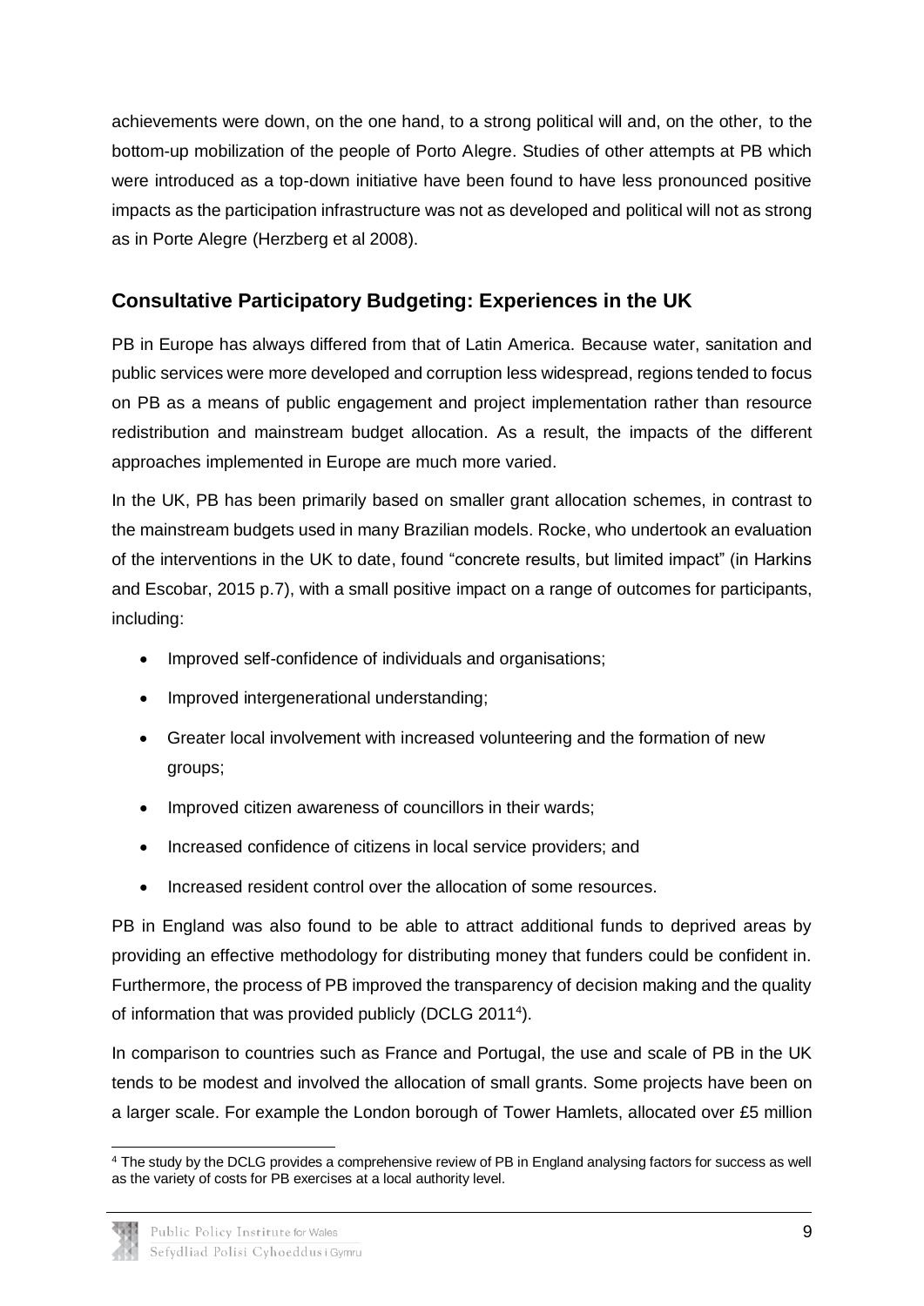achievements were down, on the one hand, to a strong political will and, on the other, to the bottom-up mobilization of the people of Porto Alegre. Studies of other attempts at PB which were introduced as a top-down initiative have been found to have less pronounced positive impacts as the participation infrastructure was not as developed and political will not as strong as in Porte Alegre (Herzberg et al 2008).

## Consultative Participatory Budgeting: Experiences in the UK

PB in Europe has always differed from that of Latin America. Because water, sanitation and public services were more developed and corruption less widespread, regions tended to focus on PB as a means of public engagement and project implementation rather than resource redistribution and mainstream budget allocation. As a result, the impacts of the different approaches implemented in Europe are much more varied.

In the UK, PB has been primarily based on smaller grant allocation schemes, in contrast to the mainstream budgets used in many Brazilian models. Rocke, who undertook an evaluation of the interventions in the UK to date, found "concrete results, but limited impact" (in Harkins and Escobar, 2015 p.7), with a small positive impact on a range of outcomes for participants, including:

- Improved self-confidence of individuals and organisations;
- Improved intergenerational understanding;
- Greater local involvement with increased volunteering and the formation of new groups;
- Improved citizen awareness of councillors in their wards;
- Increased confidence of citizens in local service providers; and
- Increased resident control over the allocation of some resources.

PB in England was also found to be able to attract additional funds to deprived areas by providing an effective methodology for distributing money that funders could be confident in. Furthermore, the process of PB improved the transparency of decision making and the quality of information that was provided publicly (DCLG 2011[4]).

In comparison to countries such as France and Portugal, the use and scale of PB in the UK tends to be modest and involved the allocation of small grants. Some projects have been on a larger scale. For example the London borough of Tower Hamlets, allocated over £5 million

[4] The study by the DCLG provides a comprehensive review of PB in England analysing factors for success as well as the variety of costs for PB exercises at a local authority level.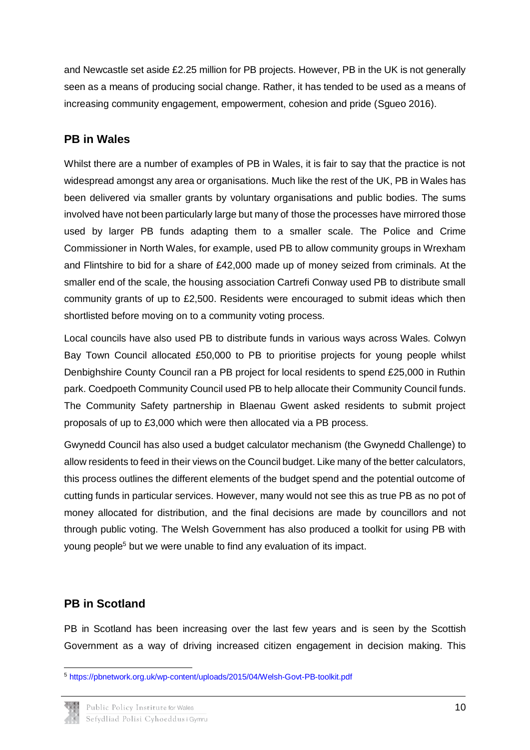and Newcastle set aside £2.25 million for PB projects. However, PB in the UK is not generally seen as a means of producing social change. Rather, it has tended to be used as a means of increasing community engagement, empowerment, cohesion and pride (Sgueo 2016).

## PB in Wales

Whilst there are a number of examples of PB in Wales, it is fair to say that the practice is not widespread amongst any area or organisations. Much like the rest of the UK, PB in Wales has been delivered via smaller grants by voluntary organisations and public bodies. The sums involved have not been particularly large but many of those the processes have mirrored those used by larger PB funds adapting them to a smaller scale. The Police and Crime Commissioner in North Wales, for example, used PB to allow community groups in Wrexham and Flintshire to bid for a share of £42,000 made up of money seized from criminals. At the smaller end of the scale, the housing association Cartrefi Conway used PB to distribute small community grants of up to £2,500. Residents were encouraged to submit ideas which then shortlisted before moving on to a community voting process.

Local councils have also used PB to distribute funds in various ways across Wales. Colwyn Bay Town Council allocated £50,000 to PB to prioritise projects for young people whilst Denbighshire County Council ran a PB project for local residents to spend £25,000 in Ruthin park. Coedpoeth Community Council used PB to help allocate their Community Council funds. The Community Safety partnership in Blaenau Gwent asked residents to submit project proposals of up to £3,000 which were then allocated via a PB process.

Gwynedd Council has also used a budget calculator mechanism (the Gwynedd Challenge) to allow residents to feed in their views on the Council budget. Like many of the better calculators, this process outlines the different elements of the budget spend and the potential outcome of cutting funds in particular services. However, many would not see this as true PB as no pot of money allocated for distribution, and the final decisions are made by councillors and not through public voting. The Welsh Government has also produced a toolkit for using PB with young people[5] but we were unable to find any evaluation of its impact.

## PB in Scotland

PB in Scotland has been increasing over the last few years and is seen by the Scottish Government as a way of driving increased citizen engagement in decision making. This

[5] https://pbnetwork.org.uk/wp-content/uploads/2015/04/Welsh-Govt-PB-toolkit.pdf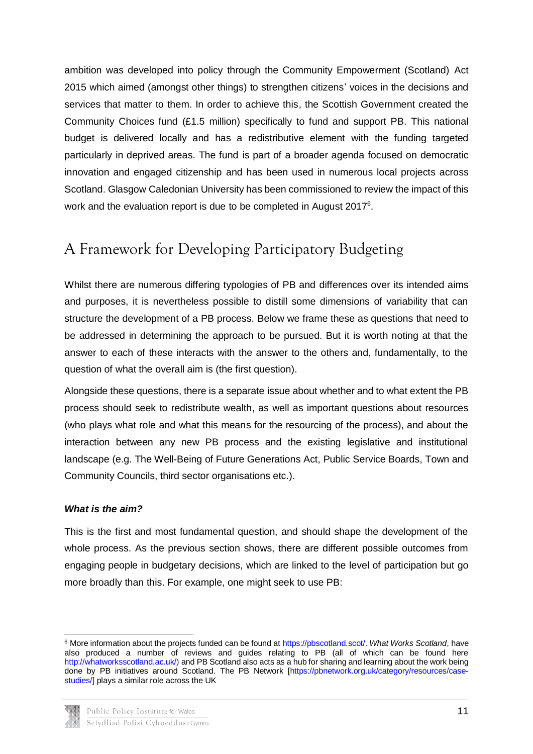ambition was developed into policy through the Community Empowerment (Scotland) Act 2015 which aimed (amongst other things) to strengthen citizens' voices in the decisions and services that matter to them. In order to achieve this, the Scottish Government created the Community Choices fund (£1.5 million) specifically to fund and support PB. This national budget is delivered locally and has a redistributive element with the funding targeted particularly in deprived areas. The fund is part of a broader agenda focused on democratic innovation and engaged citizenship and has been used in numerous local projects across Scotland. Glasgow Caledonian University has been commissioned to review the impact of this work and the evaluation report is due to be completed in August 2017[6].

## A Framework for Developing Participatory Budgeting

Whilst there are numerous differing typologies of PB and differences over its intended aims and purposes, it is nevertheless possible to distill some dimensions of variability that can structure the development of a PB process. Below we frame these as questions that need to be addressed in determining the approach to be pursued. But it is worth noting at that the answer to each of these interacts with the answer to the others and, fundamentally, to the question of what the overall aim is (the first question).

Alongside these questions, there is a separate issue about whether and to what extent the PB process should seek to redistribute wealth, as well as important questions about resources (who plays what role and what this means for the resourcing of the process), and about the interaction between any new PB process and the existing legislative and institutional landscape (e.g. The Well-Being of Future Generations Act, Public Service Boards, Town and Community Councils, third sector organisations etc.).

### *What is the aim?*

This is the first and most fundamental question, and should shape the development of the whole process. As the previous section shows, there are different possible outcomes from engaging people in budgetary decisions, which are linked to the level of participation but go more broadly than this. For example, one might seek to use PB:

---

[6] More information about the projects funded can be found at https://pbscotland.scot/. *What Works Scotland*, have also produced a number of reviews and guides relating to PB (all of which can be found here http://whatworksscotland.ac.uk/) and PB Scotland also acts as a hub for sharing and learning about the work being done by PB initiatives around Scotland. The PB Network [https://pbnetwork.org.uk/category/resources/case-studies/] plays a similar role across the UK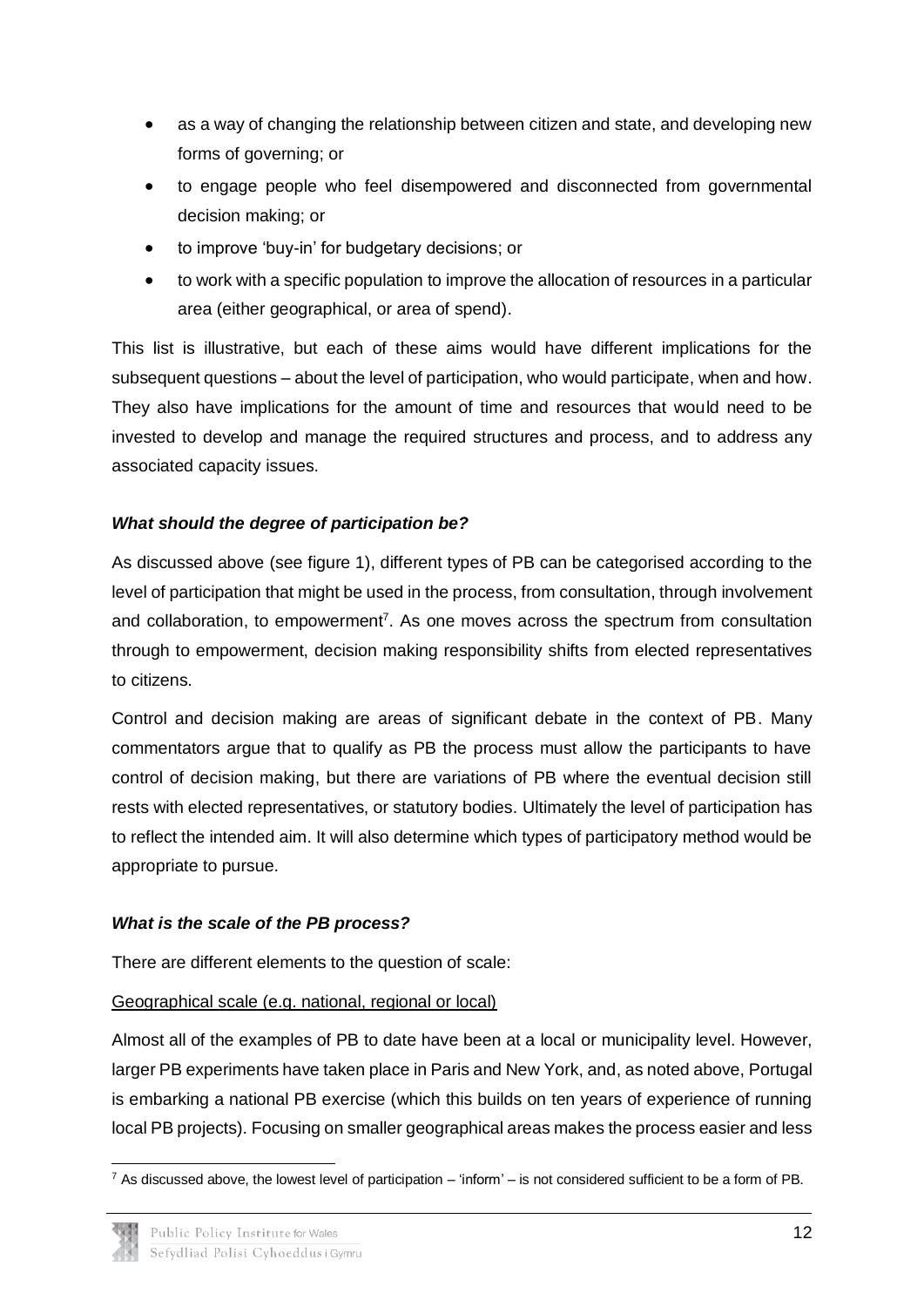- as a way of changing the relationship between citizen and state, and developing new forms of governing; or
- to engage people who feel disempowered and disconnected from governmental decision making; or
- to improve 'buy-in' for budgetary decisions; or
- to work with a specific population to improve the allocation of resources in a particular area (either geographical, or area of spend).

This list is illustrative, but each of these aims would have different implications for the subsequent questions – about the level of participation, who would participate, when and how. They also have implications for the amount of time and resources that would need to be invested to develop and manage the required structures and process, and to address any associated capacity issues.

### *What should the degree of participation be?*

As discussed above (see figure 1), different types of PB can be categorised according to the level of participation that might be used in the process, from consultation, through involvement and collaboration, to empowerment[7]. As one moves across the spectrum from consultation through to empowerment, decision making responsibility shifts from elected representatives to citizens.

Control and decision making are areas of significant debate in the context of PB. Many commentators argue that to qualify as PB the process must allow the participants to have control of decision making, but there are variations of PB where the eventual decision still rests with elected representatives, or statutory bodies. Ultimately the level of participation has to reflect the intended aim. It will also determine which types of participatory method would be appropriate to pursue.

### *What is the scale of the PB process?*

There are different elements to the question of scale:

Geographical scale (e.g. national, regional or local)

Almost all of the examples of PB to date have been at a local or municipality level. However, larger PB experiments have taken place in Paris and New York, and, as noted above, Portugal is embarking a national PB exercise (which this builds on ten years of experience of running local PB projects). Focusing on smaller geographical areas makes the process easier and less

[7] As discussed above, the lowest level of participation – 'inform' – is not considered sufficient to be a form of PB.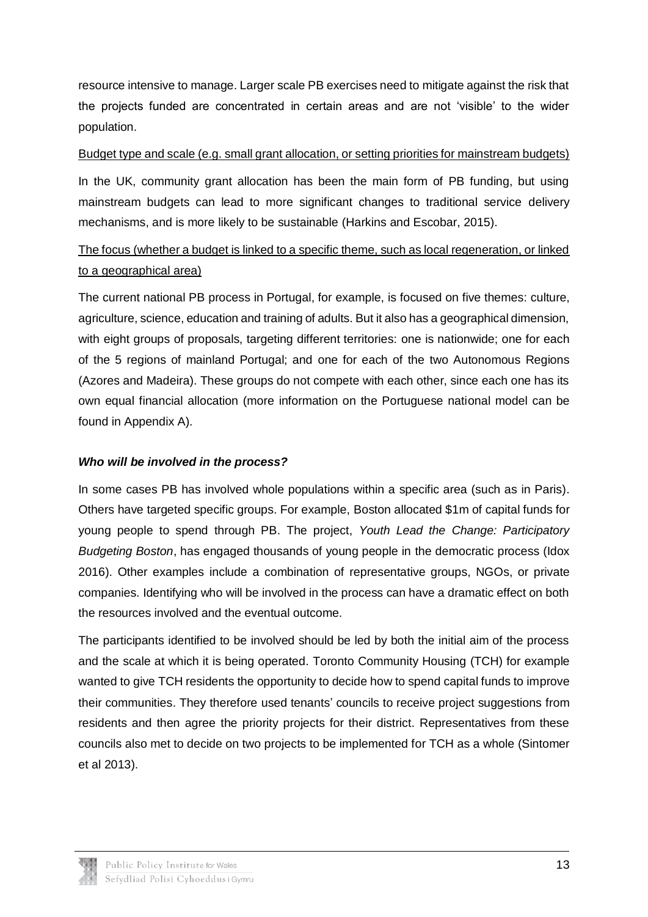resource intensive to manage. Larger scale PB exercises need to mitigate against the risk that the projects funded are concentrated in certain areas and are not 'visible' to the wider population.

<u>Budget type and scale (e.g. small grant allocation, or setting priorities for mainstream budgets)</u>

In the UK, community grant allocation has been the main form of PB funding, but using mainstream budgets can lead to more significant changes to traditional service delivery mechanisms, and is more likely to be sustainable (Harkins and Escobar, 2015).

<u>The focus (whether a budget is linked to a specific theme, such as local regeneration, or linked to a geographical area)</u>

The current national PB process in Portugal, for example, is focused on five themes: culture, agriculture, science, education and training of adults. But it also has a geographical dimension, with eight groups of proposals, targeting different territories: one is nationwide; one for each of the 5 regions of mainland Portugal; and one for each of the two Autonomous Regions (Azores and Madeira). These groups do not compete with each other, since each one has its own equal financial allocation (more information on the Portuguese national model can be found in Appendix A).

***Who will be involved in the process?***

In some cases PB has involved whole populations within a specific area (such as in Paris). Others have targeted specific groups. For example, Boston allocated $1m of capital funds for young people to spend through PB. The project, *Youth Lead the Change: Participatory Budgeting Boston*, has engaged thousands of young people in the democratic process (Idox 2016). Other examples include a combination of representative groups, NGOs, or private companies. Identifying who will be involved in the process can have a dramatic effect on both the resources involved and the eventual outcome.

The participants identified to be involved should be led by both the initial aim of the process and the scale at which it is being operated. Toronto Community Housing (TCH) for example wanted to give TCH residents the opportunity to decide how to spend capital funds to improve their communities. They therefore used tenants' councils to receive project suggestions from residents and then agree the priority projects for their district. Representatives from these councils also met to decide on two projects to be implemented for TCH as a whole (Sintomer et al 2013).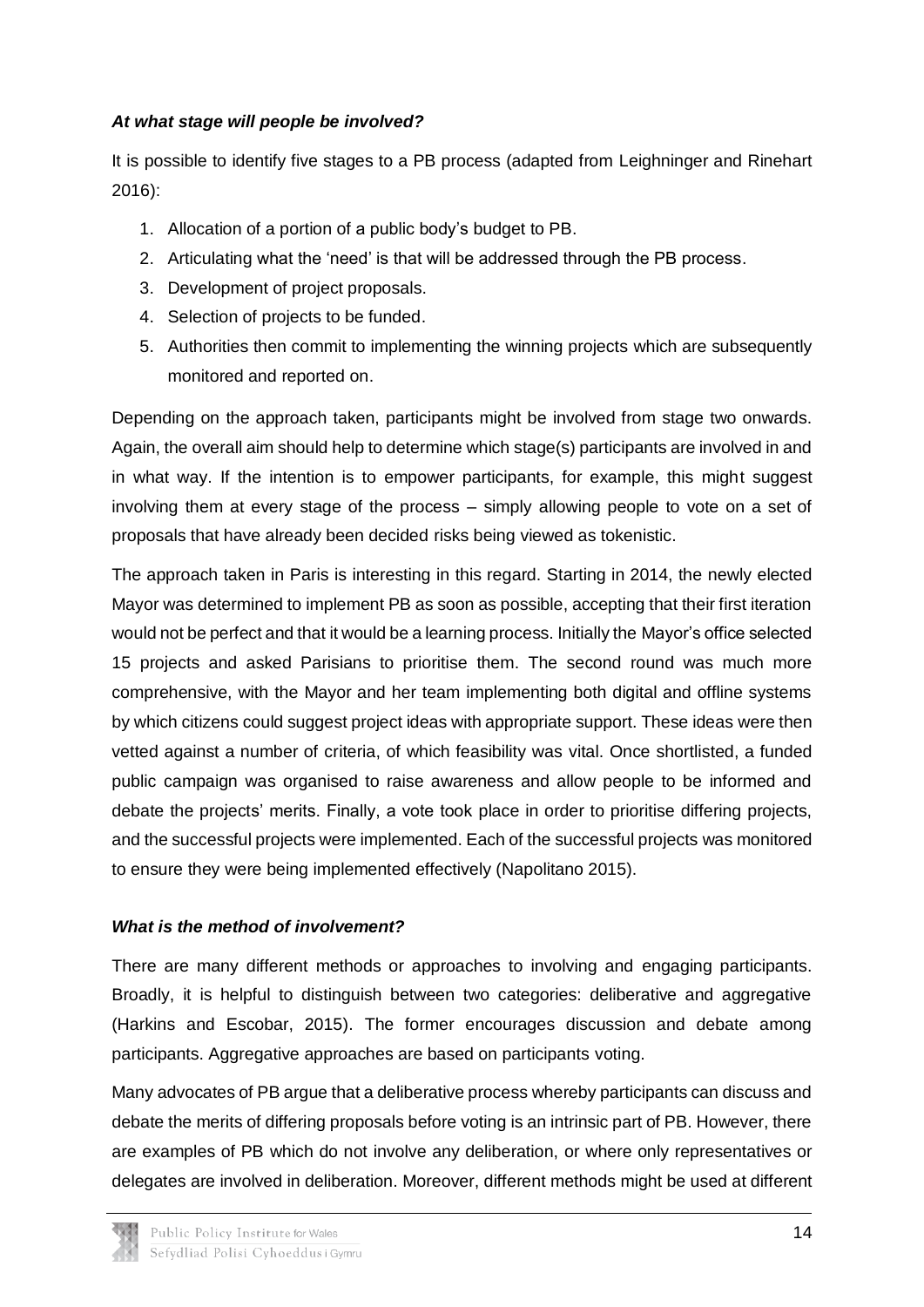***At what stage will people be involved?***

It is possible to identify five stages to a PB process (adapted from Leighninger and Rinehart 2016):

1. Allocation of a portion of a public body's budget to PB.
2. Articulating what the 'need' is that will be addressed through the PB process.
3. Development of project proposals.
4. Selection of projects to be funded.
5. Authorities then commit to implementing the winning projects which are subsequently monitored and reported on.

Depending on the approach taken, participants might be involved from stage two onwards. Again, the overall aim should help to determine which stage(s) participants are involved in and in what way. If the intention is to empower participants, for example, this might suggest involving them at every stage of the process – simply allowing people to vote on a set of proposals that have already been decided risks being viewed as tokenistic.

The approach taken in Paris is interesting in this regard. Starting in 2014, the newly elected Mayor was determined to implement PB as soon as possible, accepting that their first iteration would not be perfect and that it would be a learning process. Initially the Mayor's office selected 15 projects and asked Parisians to prioritise them. The second round was much more comprehensive, with the Mayor and her team implementing both digital and offline systems by which citizens could suggest project ideas with appropriate support. These ideas were then vetted against a number of criteria, of which feasibility was vital. Once shortlisted, a funded public campaign was organised to raise awareness and allow people to be informed and debate the projects' merits. Finally, a vote took place in order to prioritise differing projects, and the successful projects were implemented. Each of the successful projects was monitored to ensure they were being implemented effectively (Napolitano 2015).

***What is the method of involvement?***

There are many different methods or approaches to involving and engaging participants. Broadly, it is helpful to distinguish between two categories: deliberative and aggregative (Harkins and Escobar, 2015). The former encourages discussion and debate among participants. Aggregative approaches are based on participants voting.

Many advocates of PB argue that a deliberative process whereby participants can discuss and debate the merits of differing proposals before voting is an intrinsic part of PB. However, there are examples of PB which do not involve any deliberation, or where only representatives or delegates are involved in deliberation. Moreover, different methods might be used at different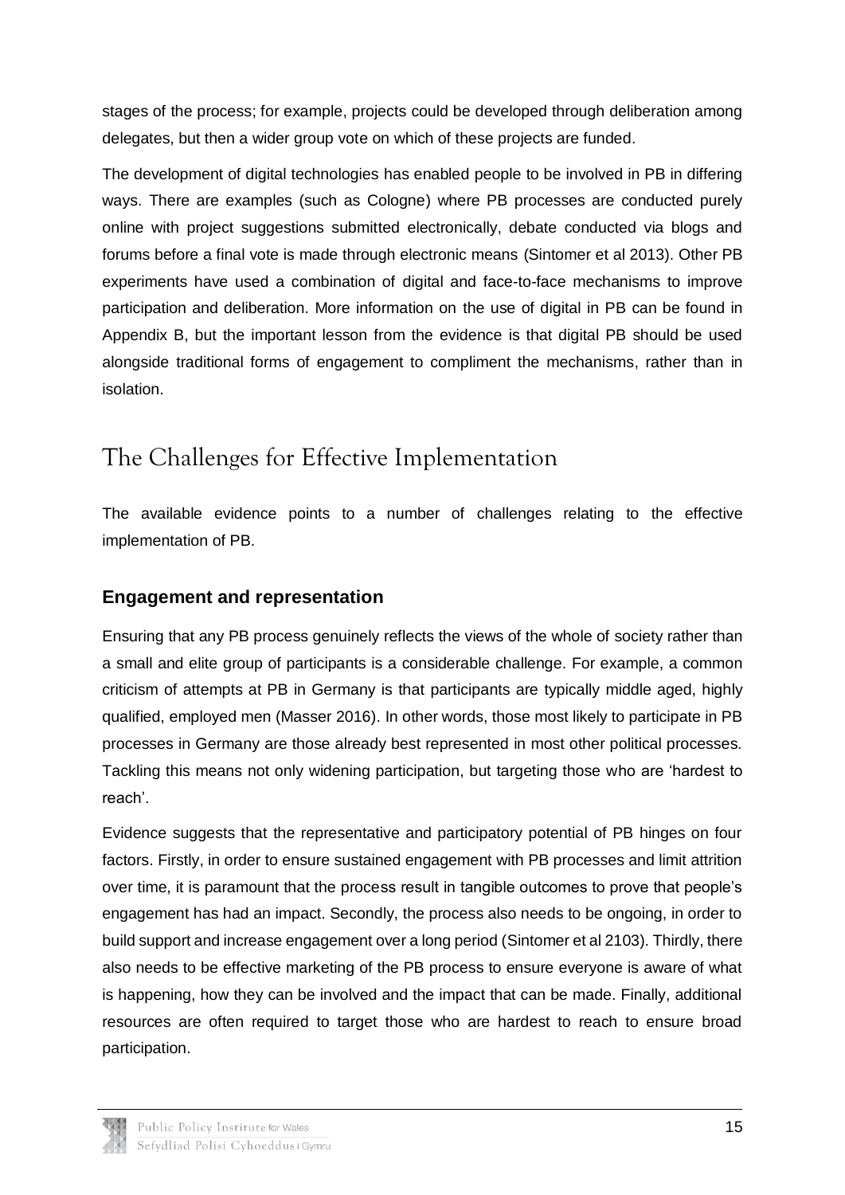stages of the process; for example, projects could be developed through deliberation among delegates, but then a wider group vote on which of these projects are funded.

The development of digital technologies has enabled people to be involved in PB in differing ways. There are examples (such as Cologne) where PB processes are conducted purely online with project suggestions submitted electronically, debate conducted via blogs and forums before a final vote is made through electronic means (Sintomer et al 2013). Other PB experiments have used a combination of digital and face-to-face mechanisms to improve participation and deliberation. More information on the use of digital in PB can be found in Appendix B, but the important lesson from the evidence is that digital PB should be used alongside traditional forms of engagement to compliment the mechanisms, rather than in isolation.

## The Challenges for Effective Implementation

The available evidence points to a number of challenges relating to the effective implementation of PB.

### Engagement and representation

Ensuring that any PB process genuinely reflects the views of the whole of society rather than a small and elite group of participants is a considerable challenge. For example, a common criticism of attempts at PB in Germany is that participants are typically middle aged, highly qualified, employed men (Masser 2016). In other words, those most likely to participate in PB processes in Germany are those already best represented in most other political processes. Tackling this means not only widening participation, but targeting those who are 'hardest to reach'.

Evidence suggests that the representative and participatory potential of PB hinges on four factors. Firstly, in order to ensure sustained engagement with PB processes and limit attrition over time, it is paramount that the process result in tangible outcomes to prove that people's engagement has had an impact. Secondly, the process also needs to be ongoing, in order to build support and increase engagement over a long period (Sintomer et al 2103). Thirdly, there also needs to be effective marketing of the PB process to ensure everyone is aware of what is happening, how they can be involved and the impact that can be made. Finally, additional resources are often required to target those who are hardest to reach to ensure broad participation.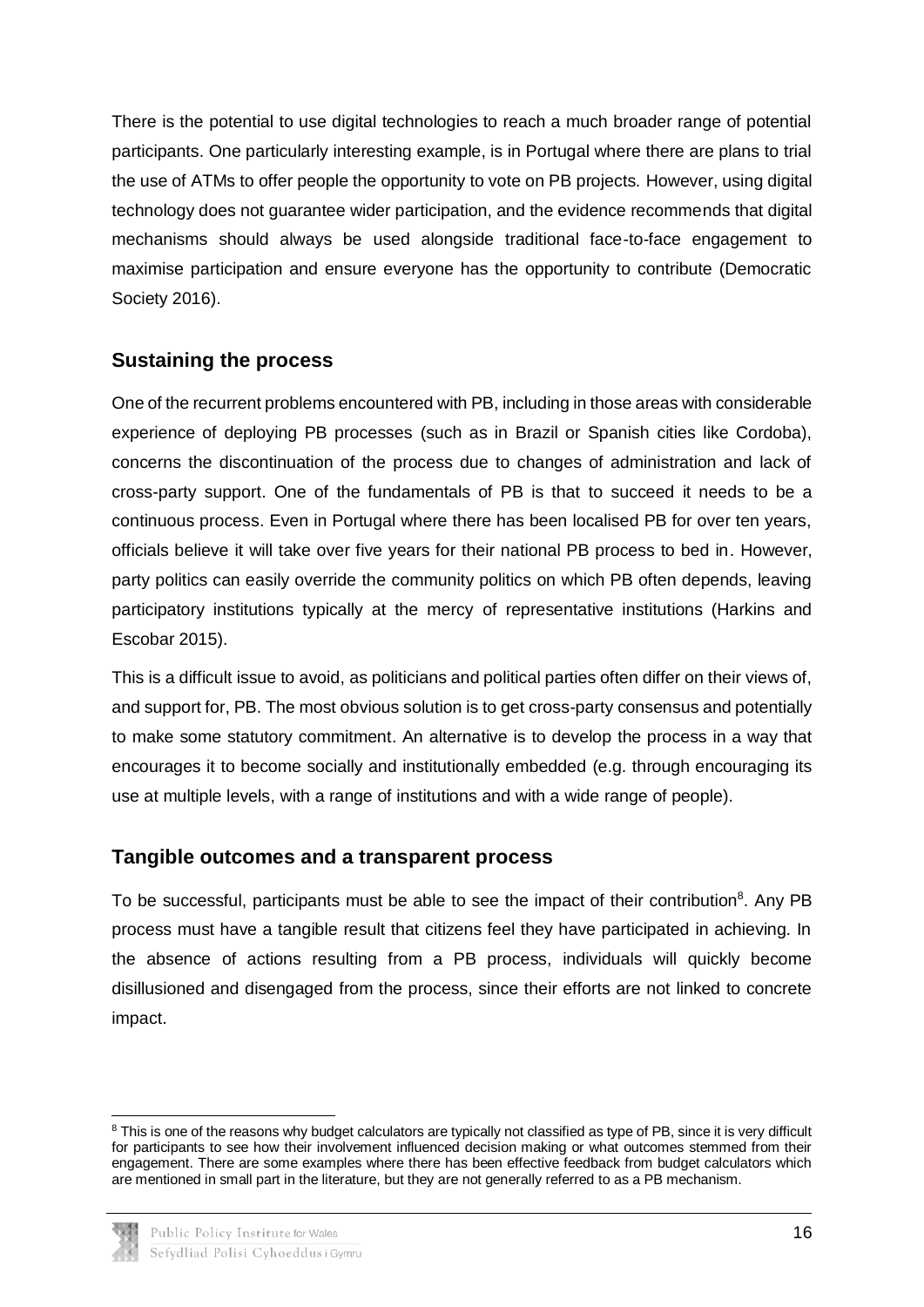There is the potential to use digital technologies to reach a much broader range of potential participants. One particularly interesting example, is in Portugal where there are plans to trial the use of ATMs to offer people the opportunity to vote on PB projects. However, using digital technology does not guarantee wider participation, and the evidence recommends that digital mechanisms should always be used alongside traditional face-to-face engagement to maximise participation and ensure everyone has the opportunity to contribute (Democratic Society 2016).

## Sustaining the process

One of the recurrent problems encountered with PB, including in those areas with considerable experience of deploying PB processes (such as in Brazil or Spanish cities like Cordoba), concerns the discontinuation of the process due to changes of administration and lack of cross-party support. One of the fundamentals of PB is that to succeed it needs to be a continuous process. Even in Portugal where there has been localised PB for over ten years, officials believe it will take over five years for their national PB process to bed in. However, party politics can easily override the community politics on which PB often depends, leaving participatory institutions typically at the mercy of representative institutions (Harkins and Escobar 2015).

This is a difficult issue to avoid, as politicians and political parties often differ on their views of, and support for, PB. The most obvious solution is to get cross-party consensus and potentially to make some statutory commitment. An alternative is to develop the process in a way that encourages it to become socially and institutionally embedded (e.g. through encouraging its use at multiple levels, with a range of institutions and with a wide range of people).

## Tangible outcomes and a transparent process

To be successful, participants must be able to see the impact of their contribution[8]. Any PB process must have a tangible result that citizens feel they have participated in achieving. In the absence of actions resulting from a PB process, individuals will quickly become disillusioned and disengaged from the process, since their efforts are not linked to concrete impact.

[8] This is one of the reasons why budget calculators are typically not classified as type of PB, since it is very difficult for participants to see how their involvement influenced decision making or what outcomes stemmed from their engagement. There are some examples where there has been effective feedback from budget calculators which are mentioned in small part in the literature, but they are not generally referred to as a PB mechanism.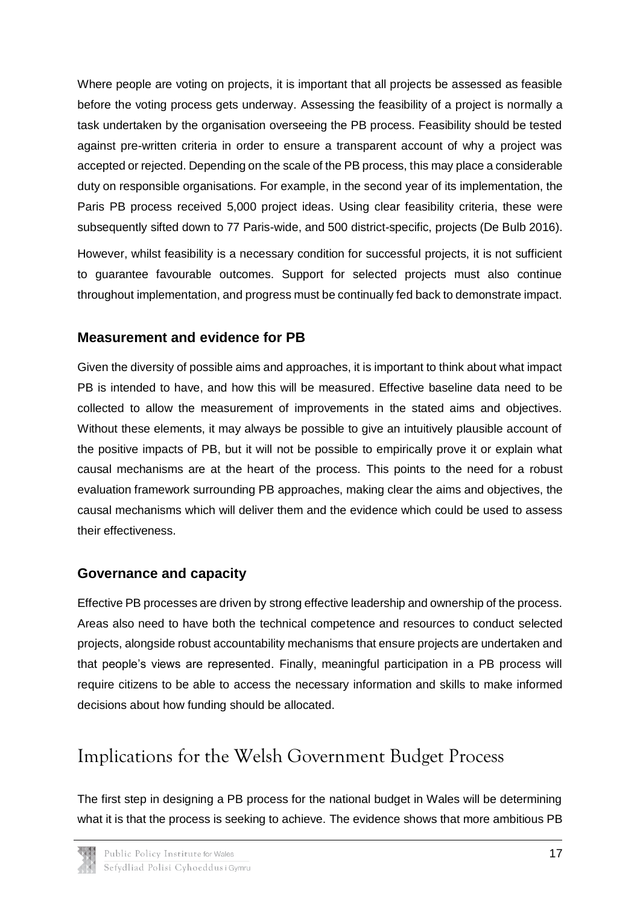Where people are voting on projects, it is important that all projects be assessed as feasible before the voting process gets underway. Assessing the feasibility of a project is normally a task undertaken by the organisation overseeing the PB process. Feasibility should be tested against pre-written criteria in order to ensure a transparent account of why a project was accepted or rejected. Depending on the scale of the PB process, this may place a considerable duty on responsible organisations. For example, in the second year of its implementation, the Paris PB process received 5,000 project ideas. Using clear feasibility criteria, these were subsequently sifted down to 77 Paris-wide, and 500 district-specific, projects (De Bulb 2016).

However, whilst feasibility is a necessary condition for successful projects, it is not sufficient to guarantee favourable outcomes. Support for selected projects must also continue throughout implementation, and progress must be continually fed back to demonstrate impact.

### Measurement and evidence for PB

Given the diversity of possible aims and approaches, it is important to think about what impact PB is intended to have, and how this will be measured. Effective baseline data need to be collected to allow the measurement of improvements in the stated aims and objectives. Without these elements, it may always be possible to give an intuitively plausible account of the positive impacts of PB, but it will not be possible to empirically prove it or explain what causal mechanisms are at the heart of the process. This points to the need for a robust evaluation framework surrounding PB approaches, making clear the aims and objectives, the causal mechanisms which will deliver them and the evidence which could be used to assess their effectiveness.

### Governance and capacity

Effective PB processes are driven by strong effective leadership and ownership of the process. Areas also need to have both the technical competence and resources to conduct selected projects, alongside robust accountability mechanisms that ensure projects are undertaken and that people's views are represented. Finally, meaningful participation in a PB process will require citizens to be able to access the necessary information and skills to make informed decisions about how funding should be allocated.

## Implications for the Welsh Government Budget Process

The first step in designing a PB process for the national budget in Wales will be determining what it is that the process is seeking to achieve. The evidence shows that more ambitious PB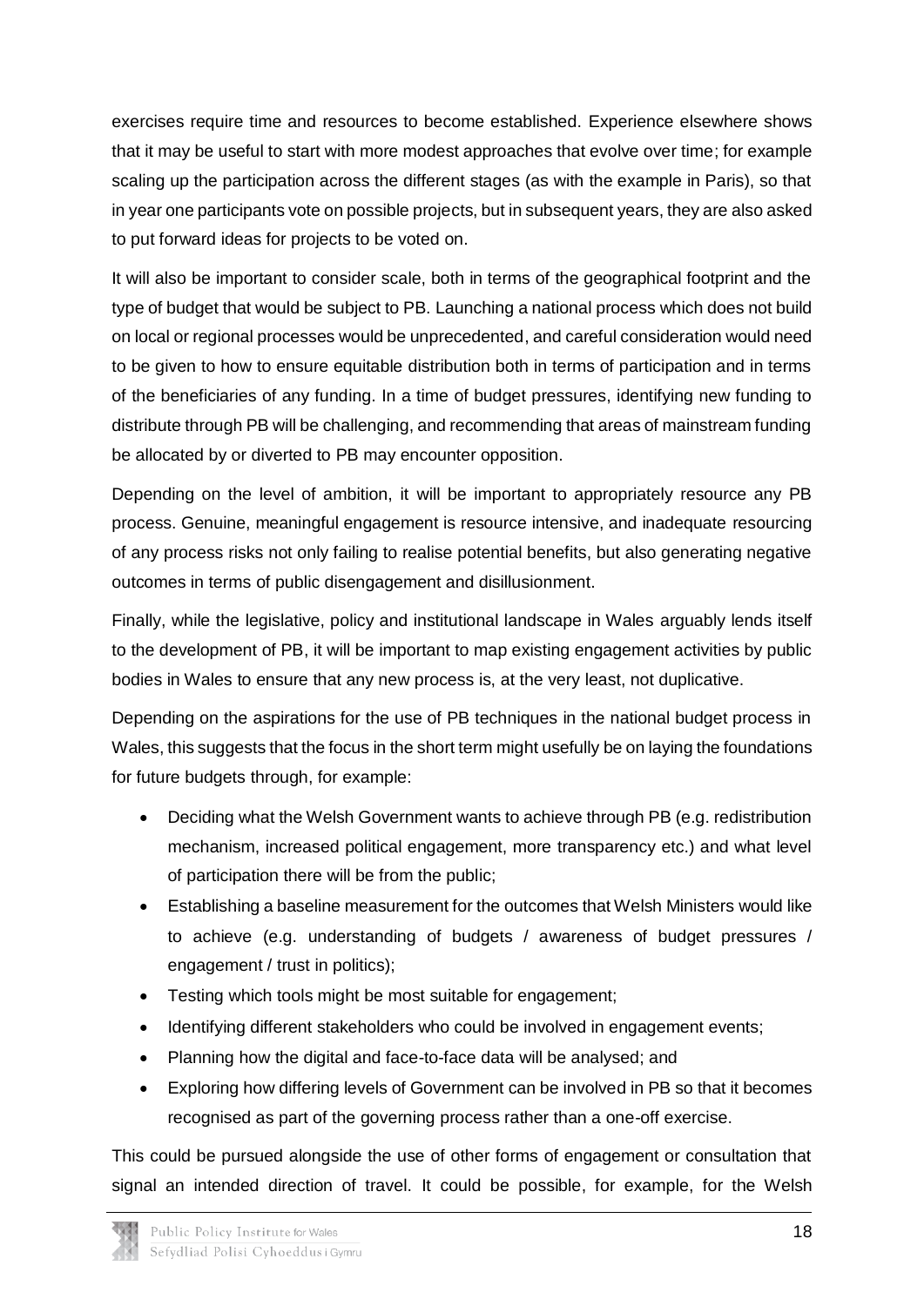exercises require time and resources to become established. Experience elsewhere shows that it may be useful to start with more modest approaches that evolve over time; for example scaling up the participation across the different stages (as with the example in Paris), so that in year one participants vote on possible projects, but in subsequent years, they are also asked to put forward ideas for projects to be voted on.

It will also be important to consider scale, both in terms of the geographical footprint and the type of budget that would be subject to PB. Launching a national process which does not build on local or regional processes would be unprecedented, and careful consideration would need to be given to how to ensure equitable distribution both in terms of participation and in terms of the beneficiaries of any funding. In a time of budget pressures, identifying new funding to distribute through PB will be challenging, and recommending that areas of mainstream funding be allocated by or diverted to PB may encounter opposition.

Depending on the level of ambition, it will be important to appropriately resource any PB process. Genuine, meaningful engagement is resource intensive, and inadequate resourcing of any process risks not only failing to realise potential benefits, but also generating negative outcomes in terms of public disengagement and disillusionment.

Finally, while the legislative, policy and institutional landscape in Wales arguably lends itself to the development of PB, it will be important to map existing engagement activities by public bodies in Wales to ensure that any new process is, at the very least, not duplicative.

Depending on the aspirations for the use of PB techniques in the national budget process in Wales, this suggests that the focus in the short term might usefully be on laying the foundations for future budgets through, for example:

- Deciding what the Welsh Government wants to achieve through PB (e.g. redistribution mechanism, increased political engagement, more transparency etc.) and what level of participation there will be from the public;
- Establishing a baseline measurement for the outcomes that Welsh Ministers would like to achieve (e.g. understanding of budgets / awareness of budget pressures / engagement / trust in politics);
- Testing which tools might be most suitable for engagement;
- Identifying different stakeholders who could be involved in engagement events;
- Planning how the digital and face-to-face data will be analysed; and
- Exploring how differing levels of Government can be involved in PB so that it becomes recognised as part of the governing process rather than a one-off exercise.

This could be pursued alongside the use of other forms of engagement or consultation that signal an intended direction of travel. It could be possible, for example, for the Welsh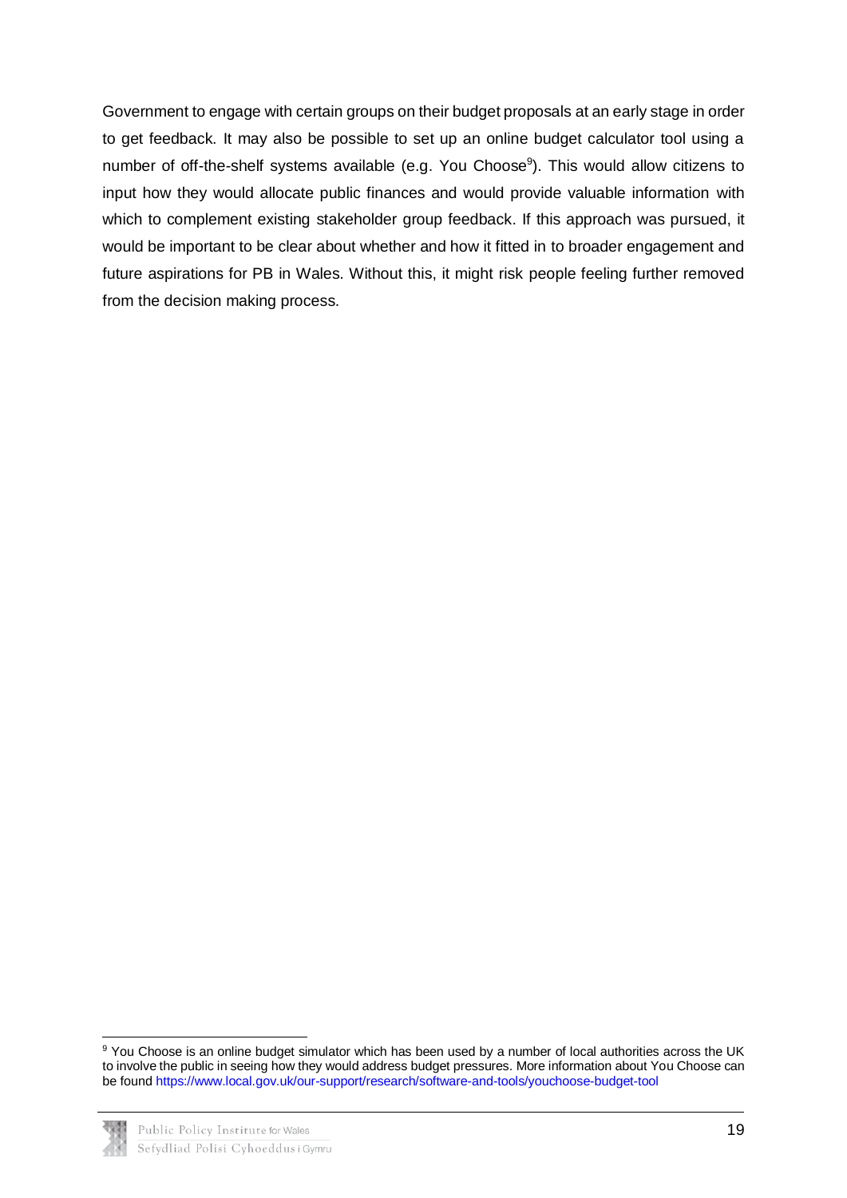Government to engage with certain groups on their budget proposals at an early stage in order to get feedback. It may also be possible to set up an online budget calculator tool using a number of off-the-shelf systems available (e.g. You Choose[9]). This would allow citizens to input how they would allocate public finances and would provide valuable information with which to complement existing stakeholder group feedback. If this approach was pursued, it would be important to be clear about whether and how it fitted in to broader engagement and future aspirations for PB in Wales. Without this, it might risk people feeling further removed from the decision making process.

[9] You Choose is an online budget simulator which has been used by a number of local authorities across the UK to involve the public in seeing how they would address budget pressures. More information about You Choose can be found https://www.local.gov.uk/our-support/research/software-and-tools/youchoose-budget-tool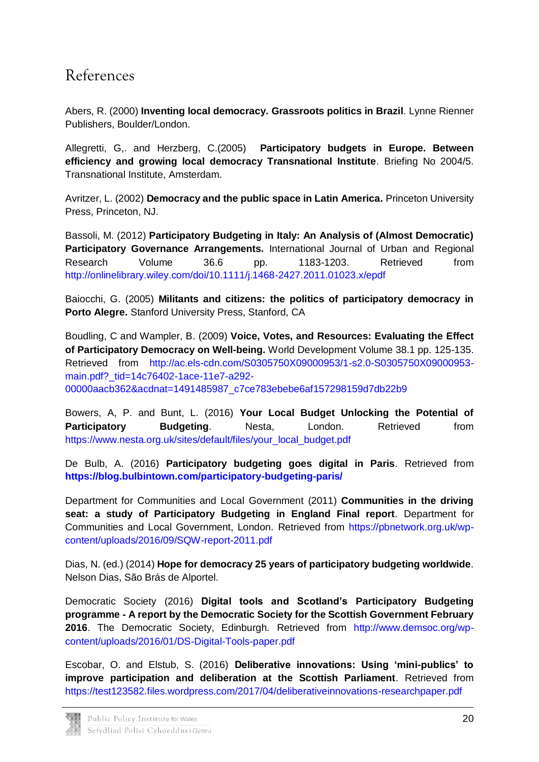# References

Abers, R. (2000) **Inventing local democracy. Grassroots politics in Brazil**. Lynne Rienner Publishers, Boulder/London.

Allegretti, G,. and Herzberg, C.(2005) **Participatory budgets in Europe. Between efficiency and growing local democracy Transnational Institute**. Briefing No 2004/5. Transnational Institute, Amsterdam.

Avritzer, L. (2002) **Democracy and the public space in Latin America.** Princeton University Press, Princeton, NJ.

Bassoli, M. (2012) **Participatory Budgeting in Italy: An Analysis of (Almost Democratic) Participatory Governance Arrangements.** International Journal of Urban and Regional Research Volume 36.6 pp. 1183-1203. Retrieved from http://onlinelibrary.wiley.com/doi/10.1111/j.1468-2427.2011.01023.x/epdf

Baiocchi, G. (2005) **Militants and citizens: the politics of participatory democracy in Porto Alegre.** Stanford University Press, Stanford, CA

Boudling, C and Wampler, B. (2009) **Voice, Votes, and Resources: Evaluating the Effect of Participatory Democracy on Well-being.** World Development Volume 38.1 pp. 125-135. Retrieved from http://ac.els-cdn.com/S0305750X09000953/1-s2.0-S0305750X09000953-main.pdf?_tid=14c76402-1ace-11e7-a292-00000aacb362&acdnat=1491485987_c7ce783ebebe6af157298159d7db22b9

Bowers, A, P. and Bunt, L. (2016) **Your Local Budget Unlocking the Potential of Participatory Budgeting**. Nesta, London. Retrieved from https://www.nesta.org.uk/sites/default/files/your_local_budget.pdf

De Bulb, A. (2016) **Participatory budgeting goes digital in Paris**. Retrieved from **https://blog.bulbintown.com/participatory-budgeting-paris/**

Department for Communities and Local Government (2011) **Communities in the driving seat: a study of Participatory Budgeting in England Final report**. Department for Communities and Local Government, London. Retrieved from https://pbnetwork.org.uk/wp-content/uploads/2016/09/SQW-report-2011.pdf

Dias, N. (ed.) (2014) **Hope for democracy 25 years of participatory budgeting worldwide**. Nelson Dias, São Brás de Alportel.

Democratic Society (2016) **Digital tools and Scotland's Participatory Budgeting programme - A report by the Democratic Society for the Scottish Government February 2016**. The Democratic Society, Edinburgh. Retrieved from http://www.demsoc.org/wp-content/uploads/2016/01/DS-Digital-Tools-paper.pdf

Escobar, O. and Elstub, S. (2016) **Deliberative innovations: Using 'mini-publics' to improve participation and deliberation at the Scottish Parliament**. Retrieved from https://test123582.files.wordpress.com/2017/04/deliberativeinnovations-researchpaper.pdf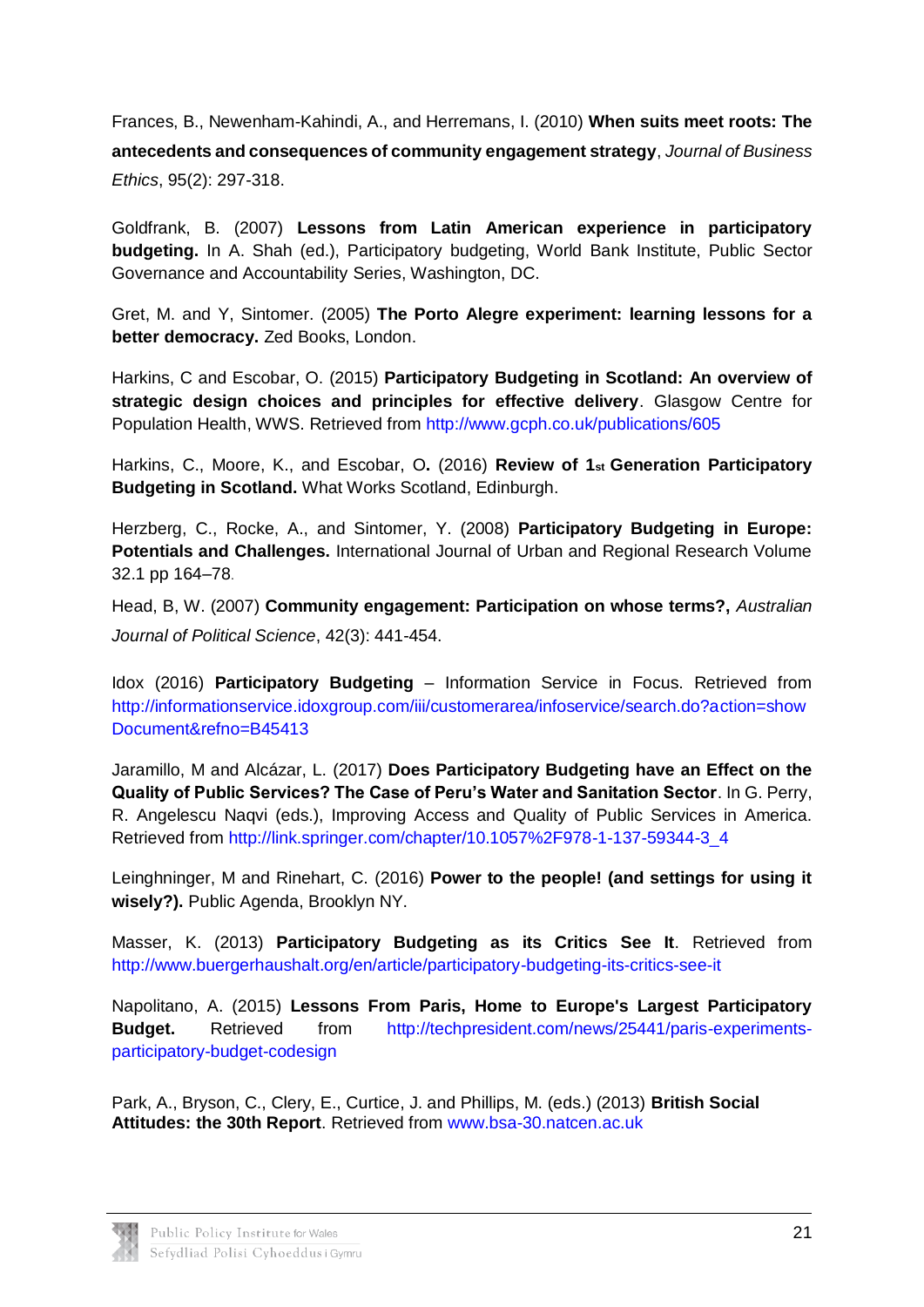Frances, B., Newenham-Kahindi, A., and Herremans, I. (2010) **When suits meet roots: The antecedents and consequences of community engagement strategy**, *Journal of Business Ethics*, 95(2): 297-318.

Goldfrank, B. (2007) **Lessons from Latin American experience in participatory budgeting.** In A. Shah (ed.), Participatory budgeting, World Bank Institute, Public Sector Governance and Accountability Series, Washington, DC.

Gret, M. and Y, Sintomer. (2005) **The Porto Alegre experiment: learning lessons for a better democracy.** Zed Books, London.

Harkins, C and Escobar, O. (2015) **Participatory Budgeting in Scotland: An overview of strategic design choices and principles for effective delivery**. Glasgow Centre for Population Health, WWS. Retrieved from http://www.gcph.co.uk/publications/605

Harkins, C., Moore, K., and Escobar, O**.** (2016) **Review of 1st Generation Participatory Budgeting in Scotland.** What Works Scotland, Edinburgh.

Herzberg, C., Rocke, A., and Sintomer, Y. (2008) **Participatory Budgeting in Europe: Potentials and Challenges.** International Journal of Urban and Regional Research Volume 32.1 pp 164–78.

Head, B, W. (2007) **Community engagement: Participation on whose terms?,** *Australian Journal of Political Science*, 42(3): 441-454.

Idox (2016) **Participatory Budgeting** – Information Service in Focus. Retrieved from http://informationservice.idoxgroup.com/iii/customerarea/infoservice/search.do?action=showDocument&refno=B45413

Jaramillo, M and Alcázar, L. (2017) **Does Participatory Budgeting have an Effect on the Quality of Public Services? The Case of Peru's Water and Sanitation Sector**. In G. Perry, R. Angelescu Naqvi (eds.), Improving Access and Quality of Public Services in America. Retrieved from http://link.springer.com/chapter/10.1057%2F978-1-137-59344-3_4

Leinghninger, M and Rinehart, C. (2016) **Power to the people! (and settings for using it wisely?).** Public Agenda, Brooklyn NY.

Masser, K. (2013) **Participatory Budgeting as its Critics See It**. Retrieved from http://www.buergerhaushalt.org/en/article/participatory-budgeting-its-critics-see-it

Napolitano, A. (2015) **Lessons From Paris, Home to Europe's Largest Participatory Budget.** Retrieved from http://techpresident.com/news/25441/paris-experiments-participatory-budget-codesign

Park, A., Bryson, C., Clery, E., Curtice, J. and Phillips, M. (eds.) (2013) **British Social Attitudes: the 30th Report**. Retrieved from www.bsa-30.natcen.ac.uk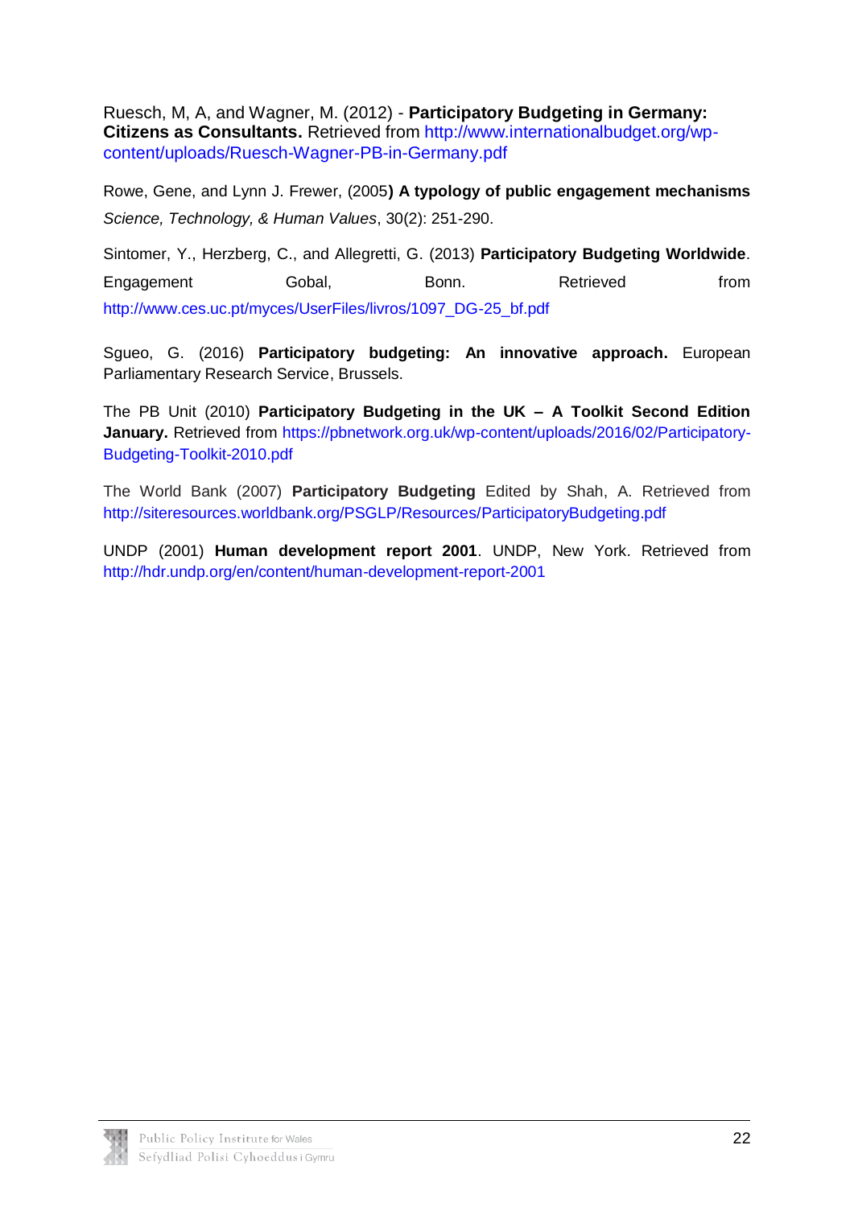Ruesch, M, A, and Wagner, M. (2012) - **Participatory Budgeting in Germany: Citizens as Consultants.** Retrieved from http://www.internationalbudget.org/wp-content/uploads/Ruesch-Wagner-PB-in-Germany.pdf

Rowe, Gene, and Lynn J. Frewer, (2005**) A typology of public engagement mechanisms** *Science, Technology, & Human Values*, 30(2): 251-290.

Sintomer, Y., Herzberg, C., and Allegretti, G. (2013) **Participatory Budgeting Worldwide**. Engagement Gobal, Bonn. Retrieved from http://www.ces.uc.pt/myces/UserFiles/livros/1097_DG-25_bf.pdf

Sgueo, G. (2016) **Participatory budgeting: An innovative approach.** European Parliamentary Research Service, Brussels.

The PB Unit (2010) **Participatory Budgeting in the UK – A Toolkit Second Edition January.** Retrieved from https://pbnetwork.org.uk/wp-content/uploads/2016/02/Participatory-Budgeting-Toolkit-2010.pdf

The World Bank (2007) **Participatory Budgeting** Edited by Shah, A. Retrieved from http://siteresources.worldbank.org/PSGLP/Resources/ParticipatoryBudgeting.pdf

UNDP (2001) **Human development report 2001**. UNDP, New York. Retrieved from http://hdr.undp.org/en/content/human-development-report-2001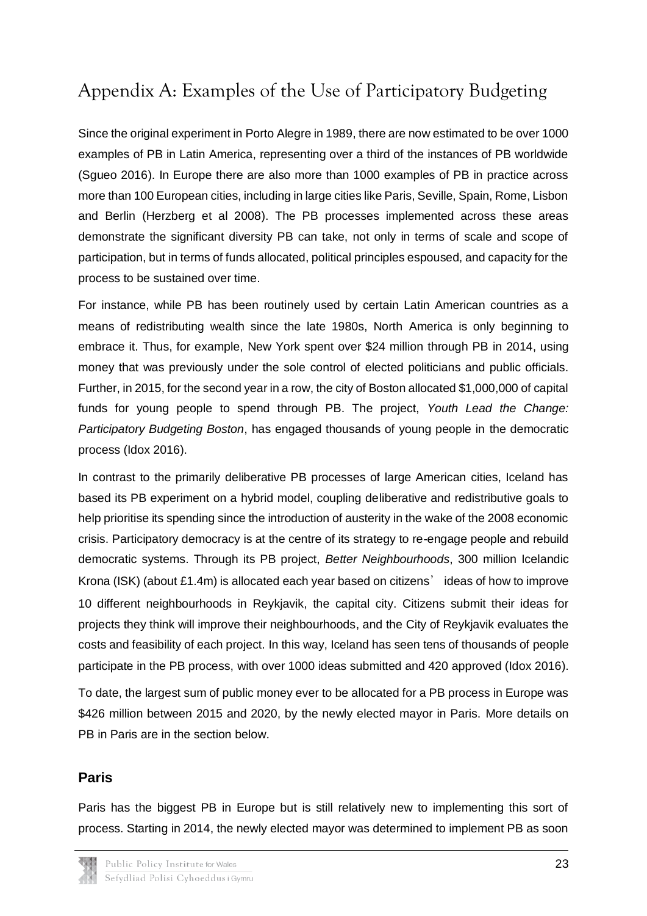# Appendix A: Examples of the Use of Participatory Budgeting

Since the original experiment in Porto Alegre in 1989, there are now estimated to be over 1000 examples of PB in Latin America, representing over a third of the instances of PB worldwide (Sgueo 2016). In Europe there are also more than 1000 examples of PB in practice across more than 100 European cities, including in large cities like Paris, Seville, Spain, Rome, Lisbon and Berlin (Herzberg et al 2008). The PB processes implemented across these areas demonstrate the significant diversity PB can take, not only in terms of scale and scope of participation, but in terms of funds allocated, political principles espoused, and capacity for the process to be sustained over time.

For instance, while PB has been routinely used by certain Latin American countries as a means of redistributing wealth since the late 1980s, North America is only beginning to embrace it. Thus, for example, New York spent over $24 million through PB in 2014, using money that was previously under the sole control of elected politicians and public officials. Further, in 2015, for the second year in a row, the city of Boston allocated $1,000,000 of capital funds for young people to spend through PB. The project, *Youth Lead the Change: Participatory Budgeting Boston*, has engaged thousands of young people in the democratic process (Idox 2016).

In contrast to the primarily deliberative PB processes of large American cities, Iceland has based its PB experiment on a hybrid model, coupling deliberative and redistributive goals to help prioritise its spending since the introduction of austerity in the wake of the 2008 economic crisis. Participatory democracy is at the centre of its strategy to re-engage people and rebuild democratic systems. Through its PB project, *Better Neighbourhoods*, 300 million Icelandic Krona (ISK) (about £1.4m) is allocated each year based on citizens' ideas of how to improve 10 different neighbourhoods in Reykjavik, the capital city. Citizens submit their ideas for projects they think will improve their neighbourhoods, and the City of Reykjavik evaluates the costs and feasibility of each project. In this way, Iceland has seen tens of thousands of people participate in the PB process, with over 1000 ideas submitted and 420 approved (Idox 2016).

To date, the largest sum of public money ever to be allocated for a PB process in Europe was $426 million between 2015 and 2020, by the newly elected mayor in Paris. More details on PB in Paris are in the section below.

## Paris

Paris has the biggest PB in Europe but is still relatively new to implementing this sort of process. Starting in 2014, the newly elected mayor was determined to implement PB as soon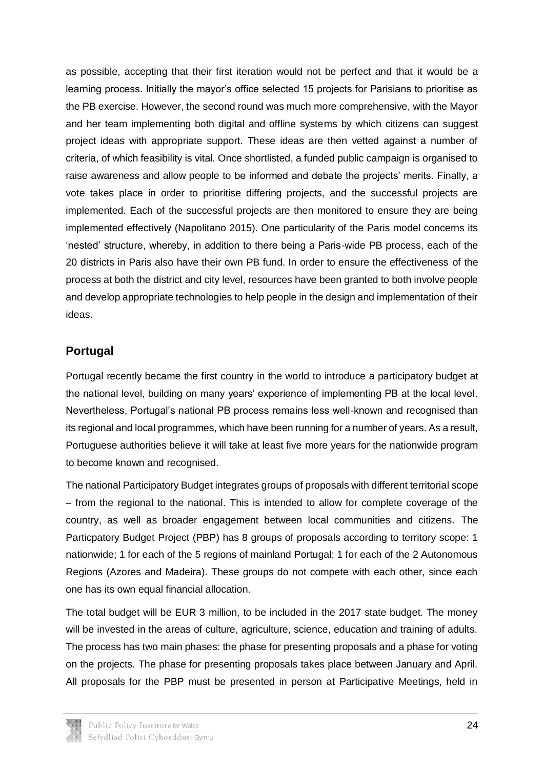as possible, accepting that their first iteration would not be perfect and that it would be a learning process. Initially the mayor's office selected 15 projects for Parisians to prioritise as the PB exercise. However, the second round was much more comprehensive, with the Mayor and her team implementing both digital and offline systems by which citizens can suggest project ideas with appropriate support. These ideas are then vetted against a number of criteria, of which feasibility is vital. Once shortlisted, a funded public campaign is organised to raise awareness and allow people to be informed and debate the projects' merits. Finally, a vote takes place in order to prioritise differing projects, and the successful projects are implemented. Each of the successful projects are then monitored to ensure they are being implemented effectively (Napolitano 2015). One particularity of the Paris model concerns its 'nested' structure, whereby, in addition to there being a Paris-wide PB process, each of the 20 districts in Paris also have their own PB fund. In order to ensure the effectiveness of the process at both the district and city level, resources have been granted to both involve people and develop appropriate technologies to help people in the design and implementation of their ideas.

## Portugal

Portugal recently became the first country in the world to introduce a participatory budget at the national level, building on many years' experience of implementing PB at the local level. Nevertheless, Portugal's national PB process remains less well-known and recognised than its regional and local programmes, which have been running for a number of years. As a result, Portuguese authorities believe it will take at least five more years for the nationwide program to become known and recognised.

The national Participatory Budget integrates groups of proposals with different territorial scope – from the regional to the national. This is intended to allow for complete coverage of the country, as well as broader engagement between local communities and citizens. The Particpatory Budget Project (PBP) has 8 groups of proposals according to territory scope: 1 nationwide; 1 for each of the 5 regions of mainland Portugal; 1 for each of the 2 Autonomous Regions (Azores and Madeira). These groups do not compete with each other, since each one has its own equal financial allocation.

The total budget will be EUR 3 million, to be included in the 2017 state budget. The money will be invested in the areas of culture, agriculture, science, education and training of adults. The process has two main phases: the phase for presenting proposals and a phase for voting on the projects. The phase for presenting proposals takes place between January and April. All proposals for the PBP must be presented in person at Participative Meetings, held in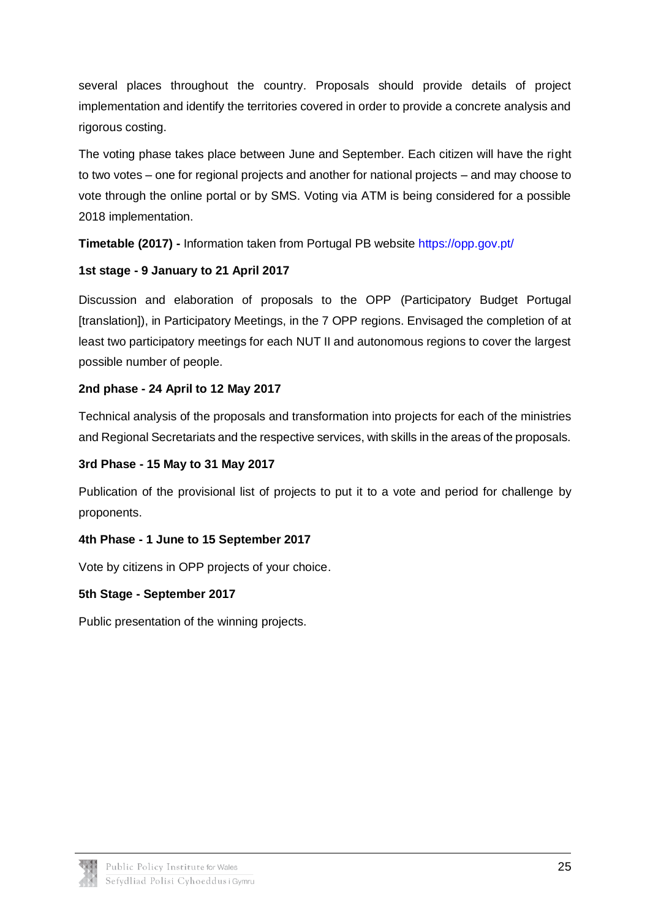several places throughout the country. Proposals should provide details of project implementation and identify the territories covered in order to provide a concrete analysis and rigorous costing.

The voting phase takes place between June and September. Each citizen will have the right to two votes – one for regional projects and another for national projects – and may choose to vote through the online portal or by SMS. Voting via ATM is being considered for a possible 2018 implementation.

**Timetable (2017) -** Information taken from Portugal PB website https://opp.gov.pt/

**1st stage - 9 January to 21 April 2017**

Discussion and elaboration of proposals to the OPP (Participatory Budget Portugal [translation]), in Participatory Meetings, in the 7 OPP regions. Envisaged the completion of at least two participatory meetings for each NUT II and autonomous regions to cover the largest possible number of people.

**2nd phase - 24 April to 12 May 2017**

Technical analysis of the proposals and transformation into projects for each of the ministries and Regional Secretariats and the respective services, with skills in the areas of the proposals.

**3rd Phase - 15 May to 31 May 2017**

Publication of the provisional list of projects to put it to a vote and period for challenge by proponents.

**4th Phase - 1 June to 15 September 2017**

Vote by citizens in OPP projects of your choice.

**5th Stage - September 2017**

Public presentation of the winning projects.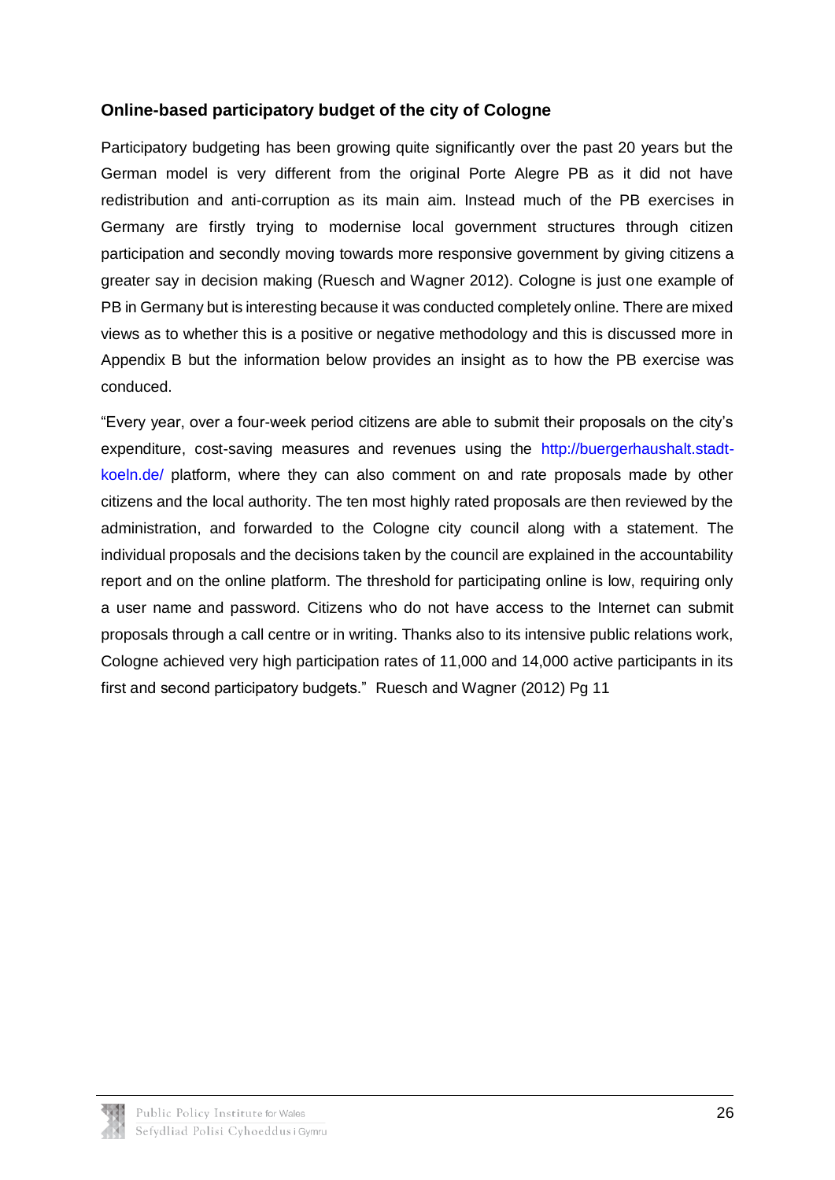### Online-based participatory budget of the city of Cologne

Participatory budgeting has been growing quite significantly over the past 20 years but the German model is very different from the original Porte Alegre PB as it did not have redistribution and anti-corruption as its main aim. Instead much of the PB exercises in Germany are firstly trying to modernise local government structures through citizen participation and secondly moving towards more responsive government by giving citizens a greater say in decision making (Ruesch and Wagner 2012). Cologne is just one example of PB in Germany but is interesting because it was conducted completely online. There are mixed views as to whether this is a positive or negative methodology and this is discussed more in Appendix B but the information below provides an insight as to how the PB exercise was conduced.

"Every year, over a four-week period citizens are able to submit their proposals on the city's expenditure, cost-saving measures and revenues using the http://buergerhaushalt.stadt-koeln.de/ platform, where they can also comment on and rate proposals made by other citizens and the local authority. The ten most highly rated proposals are then reviewed by the administration, and forwarded to the Cologne city council along with a statement. The individual proposals and the decisions taken by the council are explained in the accountability report and on the online platform. The threshold for participating online is low, requiring only a user name and password. Citizens who do not have access to the Internet can submit proposals through a call centre or in writing. Thanks also to its intensive public relations work, Cologne achieved very high participation rates of 11,000 and 14,000 active participants in its first and second participatory budgets." Ruesch and Wagner (2012) Pg 11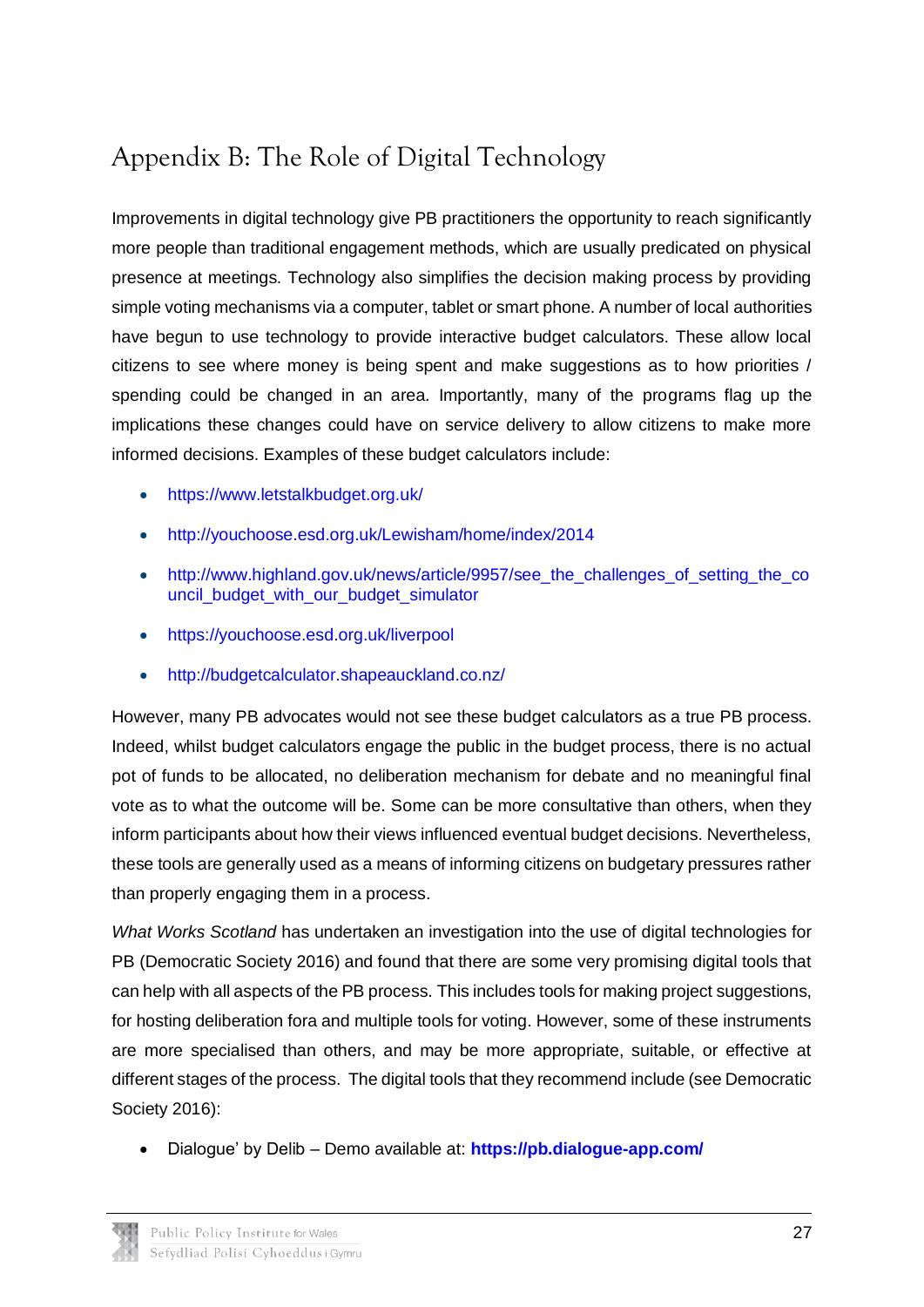# Appendix B: The Role of Digital Technology

Improvements in digital technology give PB practitioners the opportunity to reach significantly more people than traditional engagement methods, which are usually predicated on physical presence at meetings. Technology also simplifies the decision making process by providing simple voting mechanisms via a computer, tablet or smart phone. A number of local authorities have begun to use technology to provide interactive budget calculators. These allow local citizens to see where money is being spent and make suggestions as to how priorities / spending could be changed in an area. Importantly, many of the programs flag up the implications these changes could have on service delivery to allow citizens to make more informed decisions. Examples of these budget calculators include:

- https://www.letstalkbudget.org.uk/
- http://youchoose.esd.org.uk/Lewisham/home/index/2014
- http://www.highland.gov.uk/news/article/9957/see_the_challenges_of_setting_the_council_budget_with_our_budget_simulator
- https://youchoose.esd.org.uk/liverpool
- http://budgetcalculator.shapeauckland.co.nz/

However, many PB advocates would not see these budget calculators as a true PB process. Indeed, whilst budget calculators engage the public in the budget process, there is no actual pot of funds to be allocated, no deliberation mechanism for debate and no meaningful final vote as to what the outcome will be. Some can be more consultative than others, when they inform participants about how their views influenced eventual budget decisions. Nevertheless, these tools are generally used as a means of informing citizens on budgetary pressures rather than properly engaging them in a process.

*What Works Scotland* has undertaken an investigation into the use of digital technologies for PB (Democratic Society 2016) and found that there are some very promising digital tools that can help with all aspects of the PB process. This includes tools for making project suggestions, for hosting deliberation fora and multiple tools for voting. However, some of these instruments are more specialised than others, and may be more appropriate, suitable, or effective at different stages of the process. The digital tools that they recommend include (see Democratic Society 2016):

- Dialogue' by Delib – Demo available at: **https://pb.dialogue-app.com/**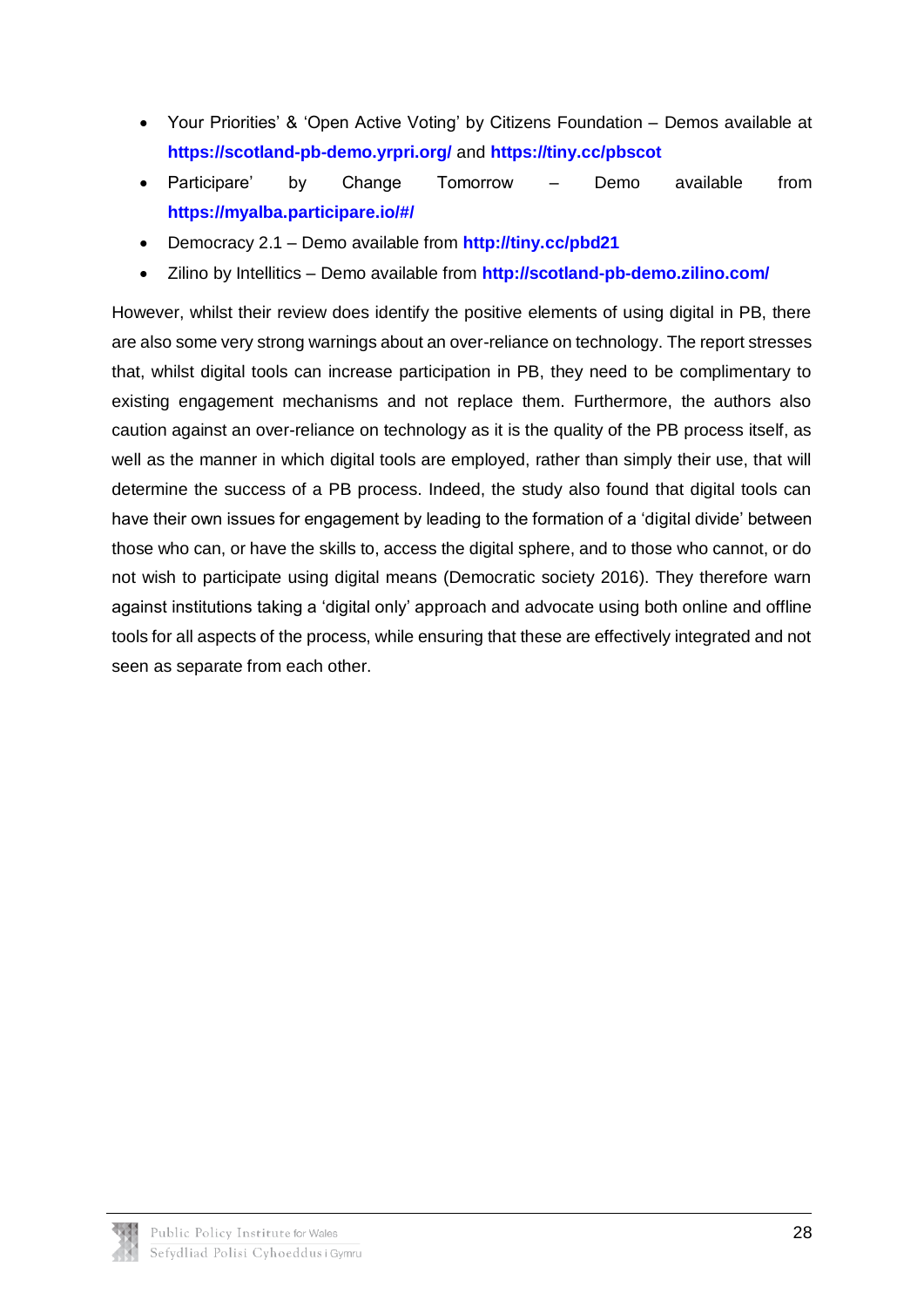- Your Priorities' & 'Open Active Voting' by Citizens Foundation – Demos available at **https://scotland-pb-demo.yrpri.org/** and **https://tiny.cc/pbscot**
- Participare' by Change Tomorrow – Demo available from **https://myalba.participare.io/#/**
- Democracy 2.1 – Demo available from **http://tiny.cc/pbd21**
- Zilino by Intellitics – Demo available from **http://scotland-pb-demo.zilino.com/**

However, whilst their review does identify the positive elements of using digital in PB, there are also some very strong warnings about an over-reliance on technology. The report stresses that, whilst digital tools can increase participation in PB, they need to be complimentary to existing engagement mechanisms and not replace them. Furthermore, the authors also caution against an over-reliance on technology as it is the quality of the PB process itself, as well as the manner in which digital tools are employed, rather than simply their use, that will determine the success of a PB process. Indeed, the study also found that digital tools can have their own issues for engagement by leading to the formation of a 'digital divide' between those who can, or have the skills to, access the digital sphere, and to those who cannot, or do not wish to participate using digital means (Democratic society 2016). They therefore warn against institutions taking a 'digital only' approach and advocate using both online and offline tools for all aspects of the process, while ensuring that these are effectively integrated and not seen as separate from each other.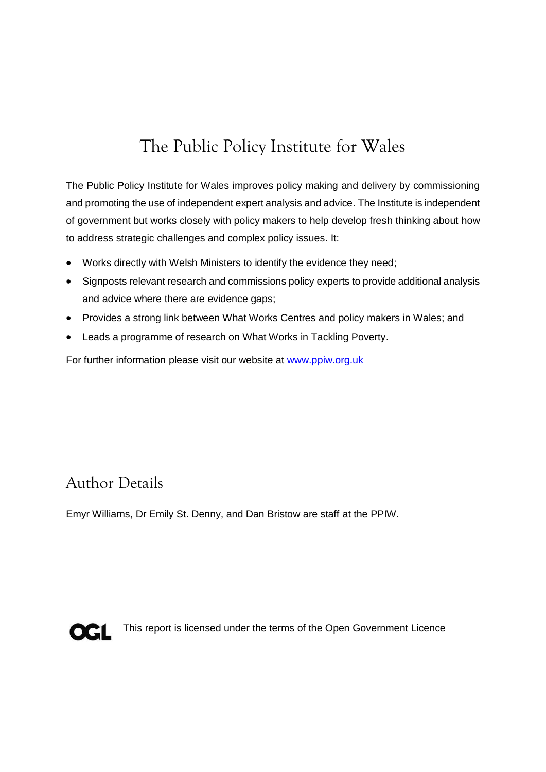# The Public Policy Institute for Wales

The Public Policy Institute for Wales improves policy making and delivery by commissioning and promoting the use of independent expert analysis and advice. The Institute is independent of government but works closely with policy makers to help develop fresh thinking about how to address strategic challenges and complex policy issues. It:

- Works directly with Welsh Ministers to identify the evidence they need;
- Signposts relevant research and commissions policy experts to provide additional analysis and advice where there are evidence gaps;
- Provides a strong link between What Works Centres and policy makers in Wales; and
- Leads a programme of research on What Works in Tackling Poverty.

For further information please visit our website at www.ppiw.org.uk

## Author Details

Emyr Williams, Dr Emily St. Denny, and Dan Bristow are staff at the PPIW.

OGL This report is licensed under the terms of the Open Government Licence